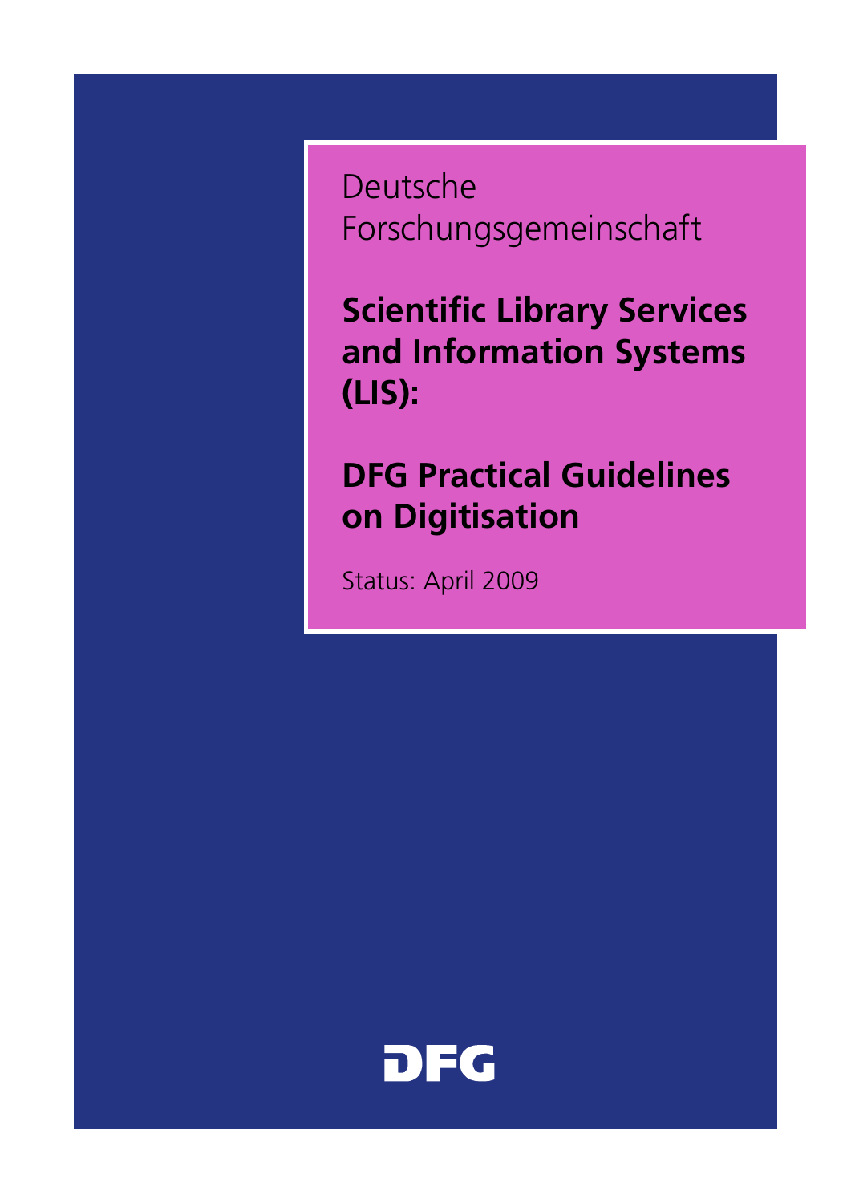Deutsche Forschungsgemeinschaft

# Scientific Library Services and Information Systems (LIS):

# DFG Practical Guidelines on Digitisation

Status: April 2009

DFG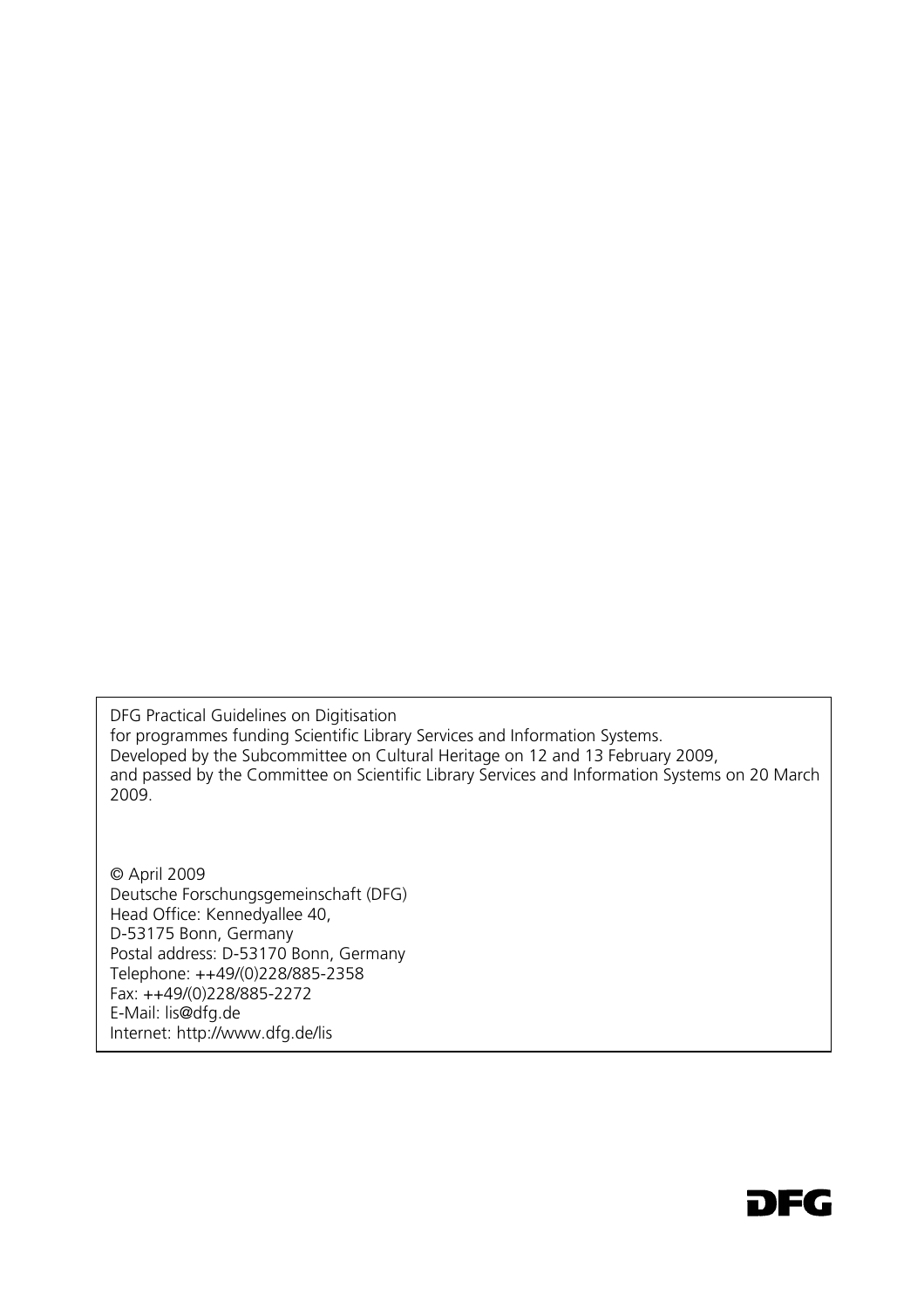DFG Practical Guidelines on Digitisation
for programmes funding Scientific Library Services and Information Systems.
Developed by the Subcommittee on Cultural Heritage on 12 and 13 February 2009,
and passed by the Committee on Scientific Library Services and Information Systems on 20 March 2009.

© April 2009
Deutsche Forschungsgemeinschaft (DFG)
Head Office: Kennedyallee 40,
D-53175 Bonn, Germany
Postal address: D-53170 Bonn, Germany
Telephone: ++49/(0)228/885-2358
Fax: ++49/(0)228/885-2272
E-Mail: lis@dfg.de
Internet: http://www.dfg.de/lis

DFG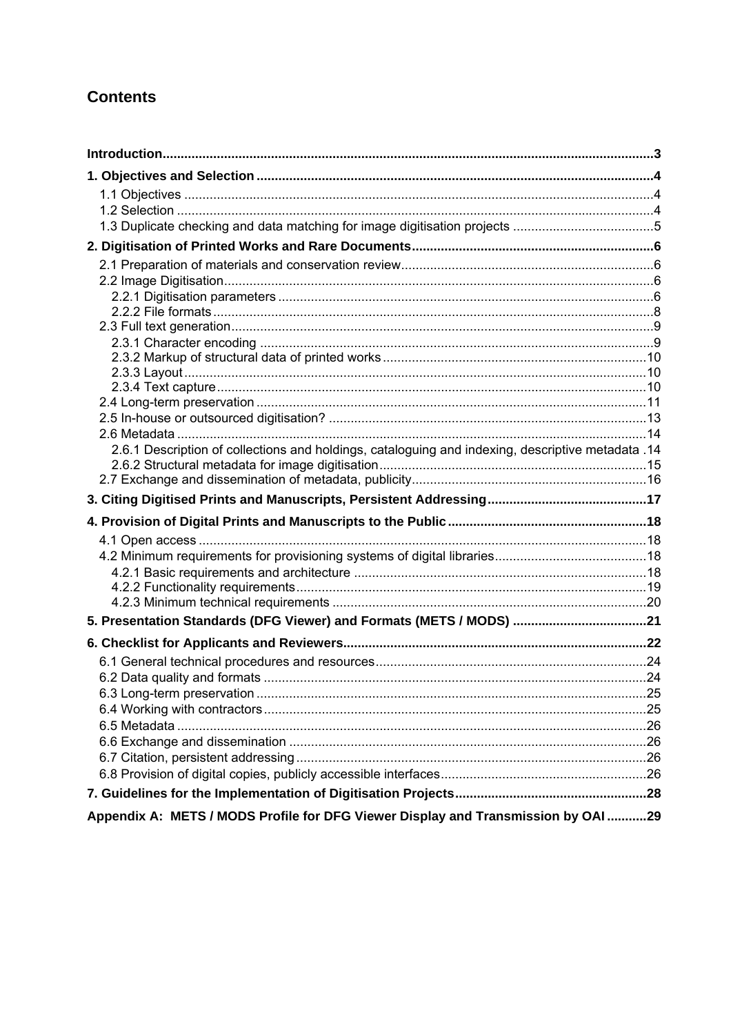# Contents

**Introduction......3**

**1. Objectives and Selection......4**

- 1.1 Objectives......4
- 1.2 Selection......4
- 1.3 Duplicate checking and data matching for image digitisation projects......5

**2. Digitisation of Printed Works and Rare Documents......6**

- 2.1 Preparation of materials and conservation review......6
- 2.2 Image Digitisation......6
  - 2.2.1 Digitisation parameters......6
  - 2.2.2 File formats......8
- 2.3 Full text generation......9
  - 2.3.1 Character encoding......9
  - 2.3.2 Markup of structural data of printed works......10
  - 2.3.3 Layout......10
  - 2.3.4 Text capture......10
- 2.4 Long-term preservation......11
- 2.5 In-house or outsourced digitisation?......13
- 2.6 Metadata......14
  - 2.6.1 Description of collections and holdings, cataloguing and indexing, descriptive metadata .14
  - 2.6.2 Structural metadata for image digitisation......15
- 2.7 Exchange and dissemination of metadata, publicity......16

**3. Citing Digitised Prints and Manuscripts, Persistent Addressing......17**

**4. Provision of Digital Prints and Manuscripts to the Public......18**

- 4.1 Open access......18
- 4.2 Minimum requirements for provisioning systems of digital libraries......18
  - 4.2.1 Basic requirements and architecture......18
  - 4.2.2 Functionality requirements......19
  - 4.2.3 Minimum technical requirements......20

**5. Presentation Standards (DFG Viewer) and Formats (METS / MODS)......21**

**6. Checklist for Applicants and Reviewers......22**

- 6.1 General technical procedures and resources......24
- 6.2 Data quality and formats......24
- 6.3 Long-term preservation......25
- 6.4 Working with contractors......25
- 6.5 Metadata......26
- 6.6 Exchange and dissemination......26
- 6.7 Citation, persistent addressing......26
- 6.8 Provision of digital copies, publicly accessible interfaces......26

**7. Guidelines for the Implementation of Digitisation Projects......28**

**Appendix A: METS / MODS Profile for DFG Viewer Display and Transmission by OAI......29**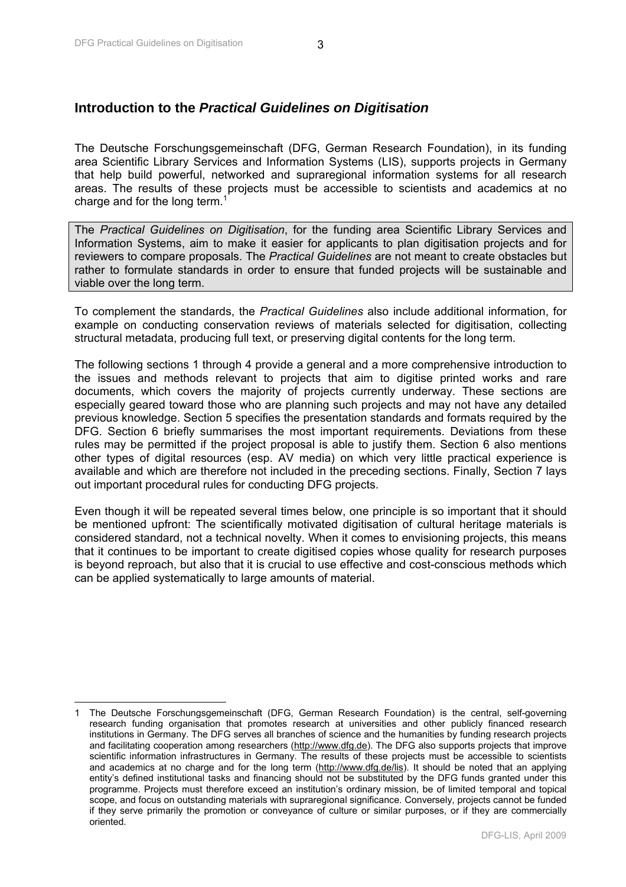## Introduction to the *Practical Guidelines on Digitisation*

The Deutsche Forschungsgemeinschaft (DFG, German Research Foundation), in its funding area Scientific Library Services and Information Systems (LIS), supports projects in Germany that help build powerful, networked and supraregional information systems for all research areas. The results of these projects must be accessible to scientists and academics at no charge and for the long term.[1]

The *Practical Guidelines on Digitisation*, for the funding area Scientific Library Services and Information Systems, aim to make it easier for applicants to plan digitisation projects and for reviewers to compare proposals. The *Practical Guidelines* are not meant to create obstacles but rather to formulate standards in order to ensure that funded projects will be sustainable and viable over the long term.

To complement the standards, the *Practical Guidelines* also include additional information, for example on conducting conservation reviews of materials selected for digitisation, collecting structural metadata, producing full text, or preserving digital contents for the long term.

The following sections 1 through 4 provide a general and a more comprehensive introduction to the issues and methods relevant to projects that aim to digitise printed works and rare documents, which covers the majority of projects currently underway. These sections are especially geared toward those who are planning such projects and may not have any detailed previous knowledge. Section 5 specifies the presentation standards and formats required by the DFG. Section 6 briefly summarises the most important requirements. Deviations from these rules may be permitted if the project proposal is able to justify them. Section 6 also mentions other types of digital resources (esp. AV media) on which very little practical experience is available and which are therefore not included in the preceding sections. Finally, Section 7 lays out important procedural rules for conducting DFG projects.

Even though it will be repeated several times below, one principle is so important that it should be mentioned upfront: The scientifically motivated digitisation of cultural heritage materials is considered standard, not a technical novelty. When it comes to envisioning projects, this means that it continues to be important to create digitised copies whose quality for research purposes is beyond reproach, but also that it is crucial to use effective and cost-conscious methods which can be applied systematically to large amounts of material.

---

1 The Deutsche Forschungsgemeinschaft (DFG, German Research Foundation) is the central, self-governing research funding organisation that promotes research at universities and other publicly financed research institutions in Germany. The DFG serves all branches of science and the humanities by funding research projects and facilitating cooperation among researchers (http://www.dfg.de). The DFG also supports projects that improve scientific information infrastructures in Germany. The results of these projects must be accessible to scientists and academics at no charge and for the long term (http://www.dfg.de/lis). It should be noted that an applying entity's defined institutional tasks and financing should not be substituted by the DFG funds granted under this programme. Projects must therefore exceed an institution's ordinary mission, be of limited temporal and topical scope, and focus on outstanding materials with supraregional significance. Conversely, projects cannot be funded if they serve primarily the promotion or conveyance of culture or similar purposes, or if they are commercially oriented.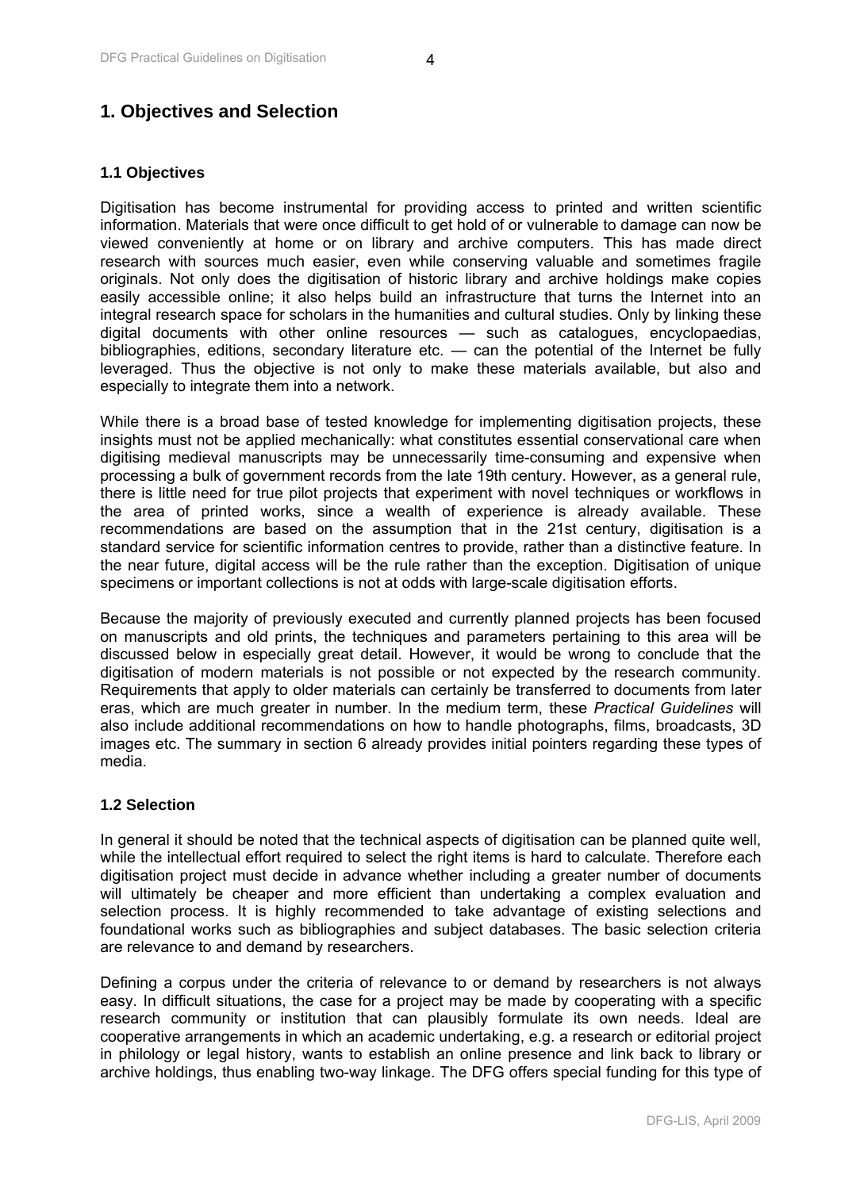# 1. Objectives and Selection

## 1.1 Objectives

Digitisation has become instrumental for providing access to printed and written scientific information. Materials that were once difficult to get hold of or vulnerable to damage can now be viewed conveniently at home or on library and archive computers. This has made direct research with sources much easier, even while conserving valuable and sometimes fragile originals. Not only does the digitisation of historic library and archive holdings make copies easily accessible online; it also helps build an infrastructure that turns the Internet into an integral research space for scholars in the humanities and cultural studies. Only by linking these digital documents with other online resources — such as catalogues, encyclopaedias, bibliographies, editions, secondary literature etc. — can the potential of the Internet be fully leveraged. Thus the objective is not only to make these materials available, but also and especially to integrate them into a network.

While there is a broad base of tested knowledge for implementing digitisation projects, these insights must not be applied mechanically: what constitutes essential conservational care when digitising medieval manuscripts may be unnecessarily time-consuming and expensive when processing a bulk of government records from the late 19th century. However, as a general rule, there is little need for true pilot projects that experiment with novel techniques or workflows in the area of printed works, since a wealth of experience is already available. These recommendations are based on the assumption that in the 21st century, digitisation is a standard service for scientific information centres to provide, rather than a distinctive feature. In the near future, digital access will be the rule rather than the exception. Digitisation of unique specimens or important collections is not at odds with large-scale digitisation efforts.

Because the majority of previously executed and currently planned projects has been focused on manuscripts and old prints, the techniques and parameters pertaining to this area will be discussed below in especially great detail. However, it would be wrong to conclude that the digitisation of modern materials is not possible or not expected by the research community. Requirements that apply to older materials can certainly be transferred to documents from later eras, which are much greater in number. In the medium term, these *Practical Guidelines* will also include additional recommendations on how to handle photographs, films, broadcasts, 3D images etc. The summary in section 6 already provides initial pointers regarding these types of media.

## 1.2 Selection

In general it should be noted that the technical aspects of digitisation can be planned quite well, while the intellectual effort required to select the right items is hard to calculate. Therefore each digitisation project must decide in advance whether including a greater number of documents will ultimately be cheaper and more efficient than undertaking a complex evaluation and selection process. It is highly recommended to take advantage of existing selections and foundational works such as bibliographies and subject databases. The basic selection criteria are relevance to and demand by researchers.

Defining a corpus under the criteria of relevance to or demand by researchers is not always easy. In difficult situations, the case for a project may be made by cooperating with a specific research community or institution that can plausibly formulate its own needs. Ideal are cooperative arrangements in which an academic undertaking, e.g. a research or editorial project in philology or legal history, wants to establish an online presence and link back to library or archive holdings, thus enabling two-way linkage. The DFG offers special funding for this type of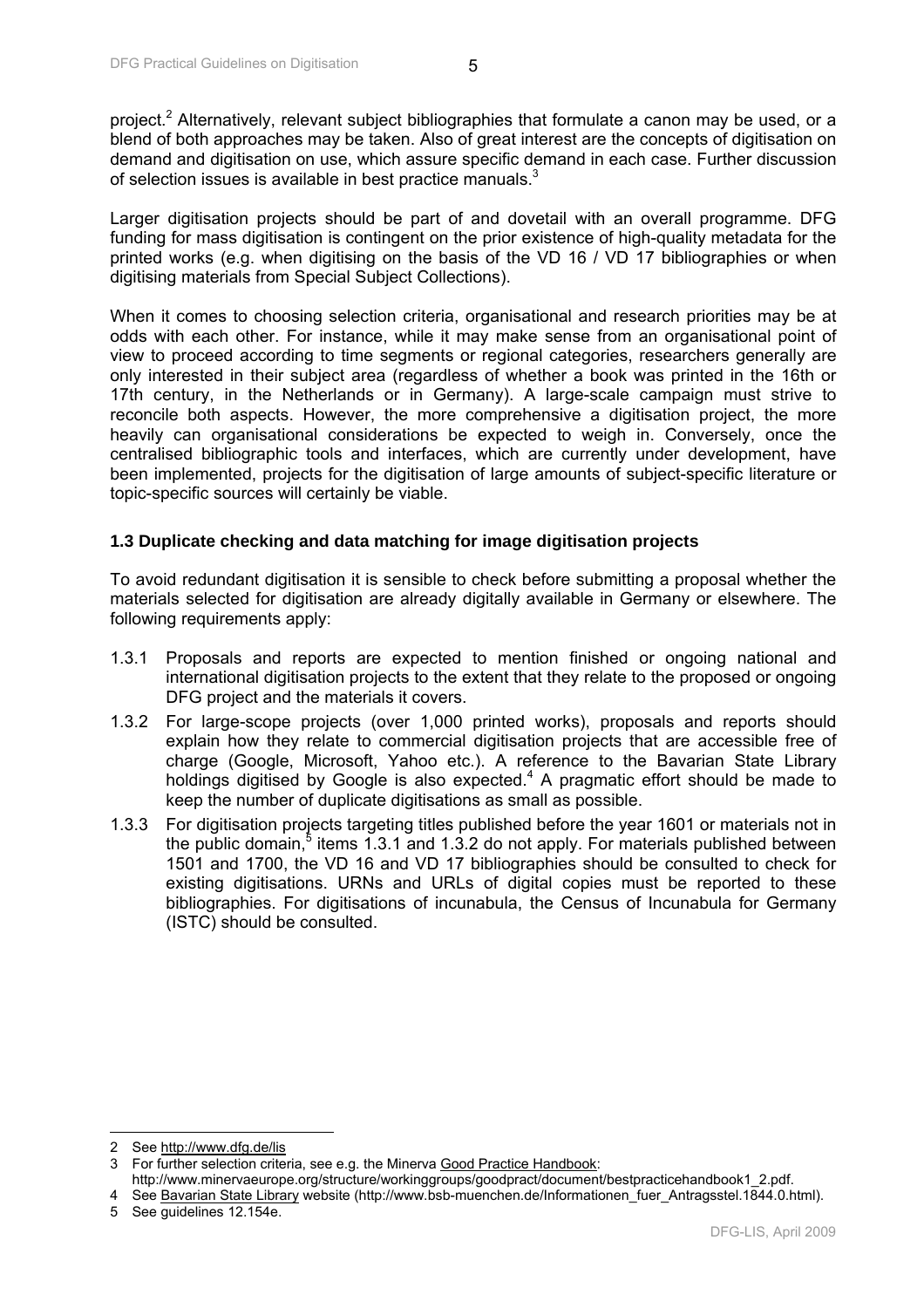project.[2] Alternatively, relevant subject bibliographies that formulate a canon may be used, or a blend of both approaches may be taken. Also of great interest are the concepts of digitisation on demand and digitisation on use, which assure specific demand in each case. Further discussion of selection issues is available in best practice manuals.[3]

Larger digitisation projects should be part of and dovetail with an overall programme. DFG funding for mass digitisation is contingent on the prior existence of high-quality metadata for the printed works (e.g. when digitising on the basis of the VD 16 / VD 17 bibliographies or when digitising materials from Special Subject Collections).

When it comes to choosing selection criteria, organisational and research priorities may be at odds with each other. For instance, while it may make sense from an organisational point of view to proceed according to time segments or regional categories, researchers generally are only interested in their subject area (regardless of whether a book was printed in the 16th or 17th century, in the Netherlands or in Germany). A large-scale campaign must strive to reconcile both aspects. However, the more comprehensive a digitisation project, the more heavily can organisational considerations be expected to weigh in. Conversely, once the centralised bibliographic tools and interfaces, which are currently under development, have been implemented, projects for the digitisation of large amounts of subject-specific literature or topic-specific sources will certainly be viable.

### 1.3 Duplicate checking and data matching for image digitisation projects

To avoid redundant digitisation it is sensible to check before submitting a proposal whether the materials selected for digitisation are already digitally available in Germany or elsewhere. The following requirements apply:

1.3.1 Proposals and reports are expected to mention finished or ongoing national and international digitisation projects to the extent that they relate to the proposed or ongoing DFG project and the materials it covers.

1.3.2 For large-scope projects (over 1,000 printed works), proposals and reports should explain how they relate to commercial digitisation projects that are accessible free of charge (Google, Microsoft, Yahoo etc.). A reference to the Bavarian State Library holdings digitised by Google is also expected.[4] A pragmatic effort should be made to keep the number of duplicate digitisations as small as possible.

1.3.3 For digitisation projects targeting titles published before the year 1601 or materials not in the public domain,[5] items 1.3.1 and 1.3.2 do not apply. For materials published between 1501 and 1700, the VD 16 and VD 17 bibliographies should be consulted to check for existing digitisations. URNs and URLs of digital copies must be reported to these bibliographies. For digitisations of incunabula, the Census of Incunabula for Germany (ISTC) should be consulted.

---

2 See http://www.dfg.de/lis

3 For further selection criteria, see e.g. the Minerva Good Practice Handbook: http://www.minervaeurope.org/structure/workinggroups/goodpract/document/bestpracticehandbook1_2.pdf.

4 See Bavarian State Library website (http://www.bsb-muenchen.de/Informationen_fuer_Antragsstel.1844.0.html).

5 See guidelines 12.154e.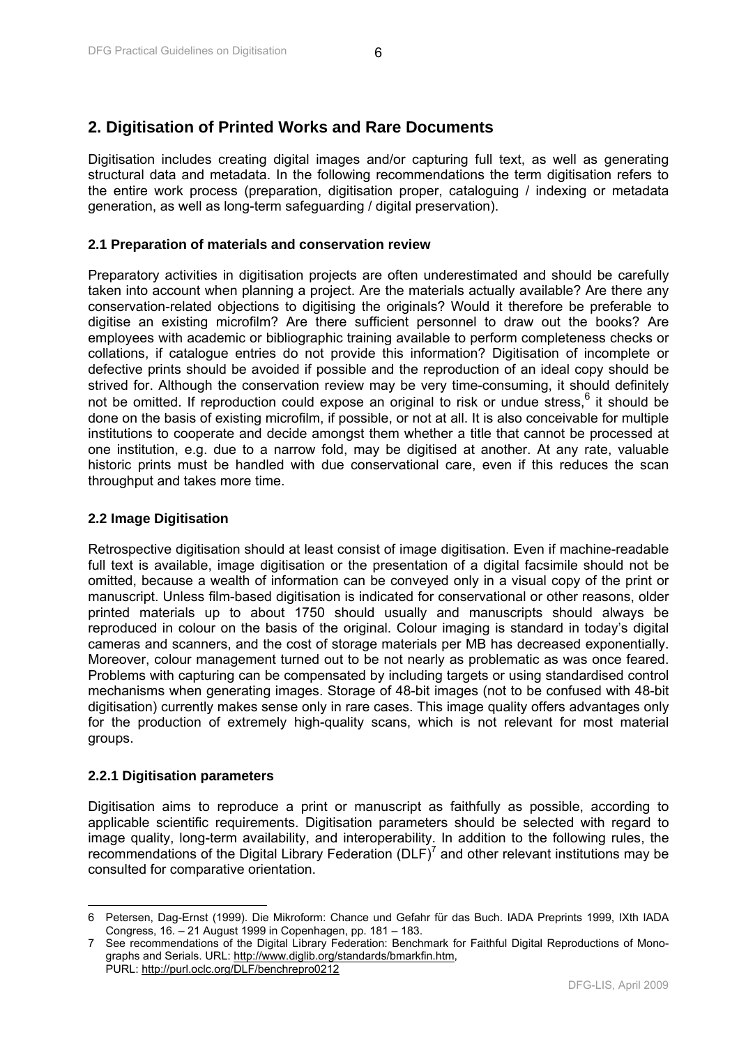## 2. Digitisation of Printed Works and Rare Documents

Digitisation includes creating digital images and/or capturing full text, as well as generating structural data and metadata. In the following recommendations the term digitisation refers to the entire work process (preparation, digitisation proper, cataloguing / indexing or metadata generation, as well as long-term safeguarding / digital preservation).

### 2.1 Preparation of materials and conservation review

Preparatory activities in digitisation projects are often underestimated and should be carefully taken into account when planning a project. Are the materials actually available? Are there any conservation-related objections to digitising the originals? Would it therefore be preferable to digitise an existing microfilm? Are there sufficient personnel to draw out the books? Are employees with academic or bibliographic training available to perform completeness checks or collations, if catalogue entries do not provide this information? Digitisation of incomplete or defective prints should be avoided if possible and the reproduction of an ideal copy should be strived for. Although the conservation review may be very time-consuming, it should definitely not be omitted. If reproduction could expose an original to risk or undue stress,[6] it should be done on the basis of existing microfilm, if possible, or not at all. It is also conceivable for multiple institutions to cooperate and decide amongst them whether a title that cannot be processed at one institution, e.g. due to a narrow fold, may be digitised at another. At any rate, valuable historic prints must be handled with due conservational care, even if this reduces the scan throughput and takes more time.

### 2.2 Image Digitisation

Retrospective digitisation should at least consist of image digitisation. Even if machine-readable full text is available, image digitisation or the presentation of a digital facsimile should not be omitted, because a wealth of information can be conveyed only in a visual copy of the print or manuscript. Unless film-based digitisation is indicated for conservational or other reasons, older printed materials up to about 1750 should usually and manuscripts should always be reproduced in colour on the basis of the original. Colour imaging is standard in today's digital cameras and scanners, and the cost of storage materials per MB has decreased exponentially. Moreover, colour management turned out to be not nearly as problematic as was once feared. Problems with capturing can be compensated by including targets or using standardised control mechanisms when generating images. Storage of 48-bit images (not to be confused with 48-bit digitisation) currently makes sense only in rare cases. This image quality offers advantages only for the production of extremely high-quality scans, which is not relevant for most material groups.

### 2.2.1 Digitisation parameters

Digitisation aims to reproduce a print or manuscript as faithfully as possible, according to applicable scientific requirements. Digitisation parameters should be selected with regard to image quality, long-term availability, and interoperability. In addition to the following rules, the recommendations of the Digital Library Federation (DLF)[7] and other relevant institutions may be consulted for comparative orientation.

---

6 Petersen, Dag-Ernst (1999). Die Mikroform: Chance und Gefahr für das Buch. IADA Preprints 1999, IXth IADA Congress, 16. – 21 August 1999 in Copenhagen, pp. 181 – 183.

7 See recommendations of the Digital Library Federation: Benchmark for Faithful Digital Reproductions of Monographs and Serials. URL: http://www.diglib.org/standards/bmarkfin.htm, PURL: http://purl.oclc.org/DLF/benchrepro0212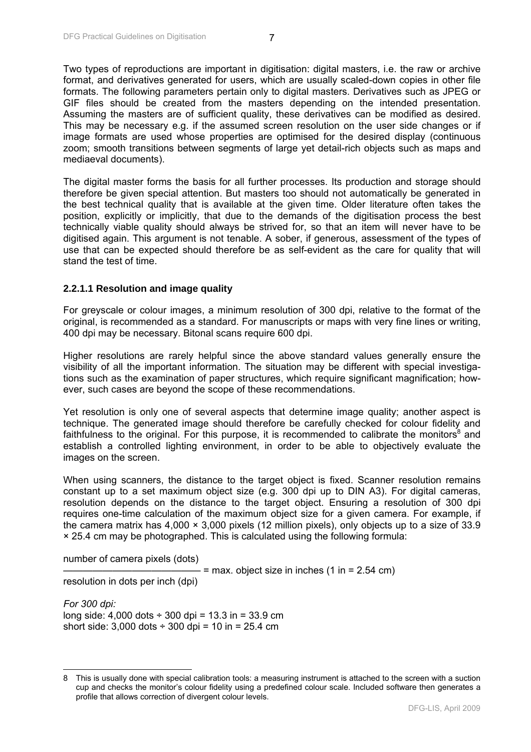Two types of reproductions are important in digitisation: digital masters, i.e. the raw or archive format, and derivatives generated for users, which are usually scaled-down copies in other file formats. The following parameters pertain only to digital masters. Derivatives such as JPEG or GIF files should be created from the masters depending on the intended presentation. Assuming the masters are of sufficient quality, these derivatives can be modified as desired. This may be necessary e.g. if the assumed screen resolution on the user side changes or if image formats are used whose properties are optimised for the desired display (continuous zoom; smooth transitions between segments of large yet detail-rich objects such as maps and mediaeval documents).

The digital master forms the basis for all further processes. Its production and storage should therefore be given special attention. But masters too should not automatically be generated in the best technical quality that is available at the given time. Older literature often takes the position, explicitly or implicitly, that due to the demands of the digitisation process the best technically viable quality should always be strived for, so that an item will never have to be digitised again. This argument is not tenable. A sober, if generous, assessment of the types of use that can be expected should therefore be as self-evident as the care for quality that will stand the test of time.

#### 2.2.1.1 Resolution and image quality

For greyscale or colour images, a minimum resolution of 300 dpi, relative to the format of the original, is recommended as a standard. For manuscripts or maps with very fine lines or writing, 400 dpi may be necessary. Bitonal scans require 600 dpi.

Higher resolutions are rarely helpful since the above standard values generally ensure the visibility of all the important information. The situation may be different with special investigations such as the examination of paper structures, which require significant magnification; however, such cases are beyond the scope of these recommendations.

Yet resolution is only one of several aspects that determine image quality; another aspect is technique. The generated image should therefore be carefully checked for colour fidelity and faithfulness to the original. For this purpose, it is recommended to calibrate the monitors[8] and establish a controlled lighting environment, in order to be able to objectively evaluate the images on the screen.

When using scanners, the distance to the target object is fixed. Scanner resolution remains constant up to a set maximum object size (e.g. 300 dpi up to DIN A3). For digital cameras, resolution depends on the distance to the target object. Ensuring a resolution of 300 dpi requires one-time calculation of the maximum object size for a given camera. For example, if the camera matrix has 4,000 × 3,000 pixels (12 million pixels), only objects up to a size of 33.9 × 25.4 cm may be photographed. This is calculated using the following formula:

$$\frac{\text{number of camera pixels (dots)}}{\text{resolution in dots per inch (dpi)}} = \text{max. object size in inches (1 in = 2.54 cm)}$$

*For 300 dpi:*
long side: 4,000 dots ÷ 300 dpi = 13.3 in = 33.9 cm
short side: 3,000 dots ÷ 300 dpi = 10 in = 25.4 cm

---

8 This is usually done with special calibration tools: a measuring instrument is attached to the screen with a suction cup and checks the monitor's colour fidelity using a predefined colour scale. Included software then generates a profile that allows correction of divergent colour levels.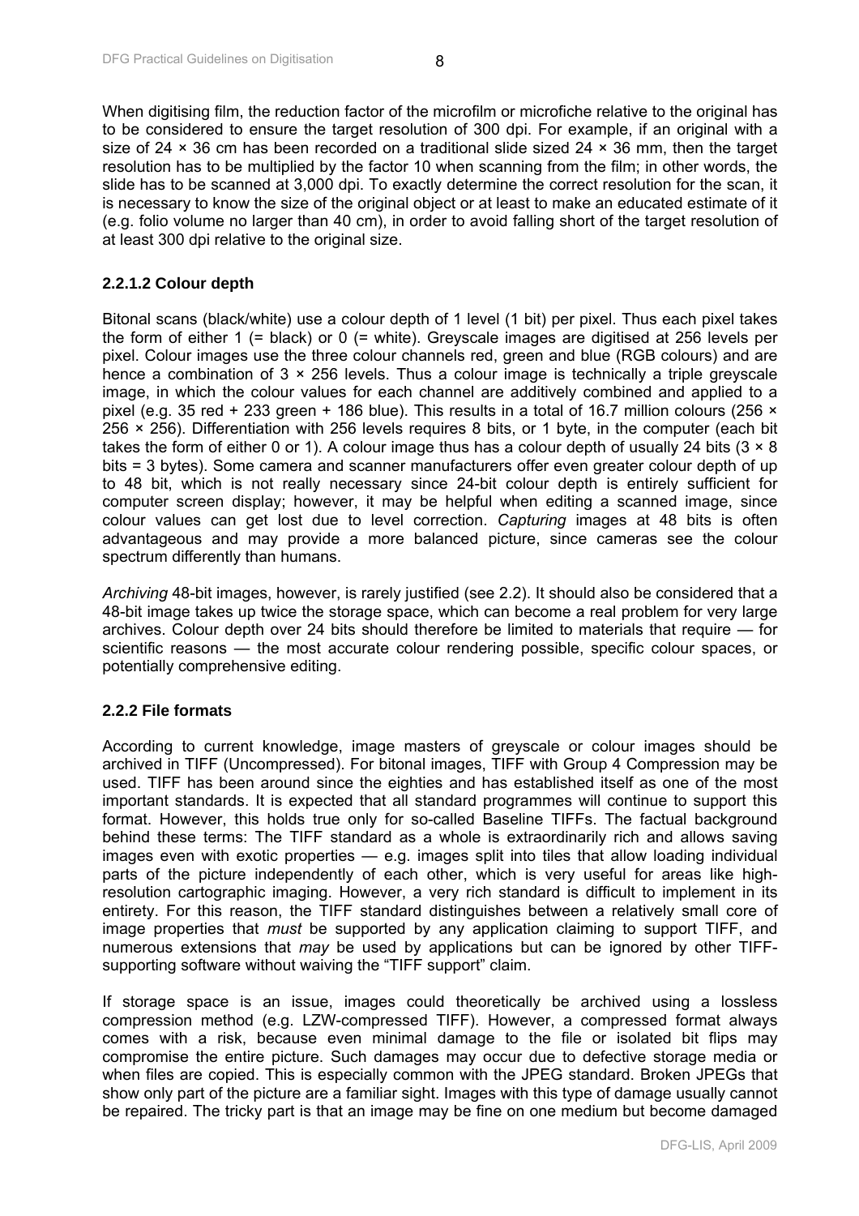When digitising film, the reduction factor of the microfilm or microfiche relative to the original has to be considered to ensure the target resolution of 300 dpi. For example, if an original with a size of 24 × 36 cm has been recorded on a traditional slide sized 24 × 36 mm, then the target resolution has to be multiplied by the factor 10 when scanning from the film; in other words, the slide has to be scanned at 3,000 dpi. To exactly determine the correct resolution for the scan, it is necessary to know the size of the original object or at least to make an educated estimate of it (e.g. folio volume no larger than 40 cm), in order to avoid falling short of the target resolution of at least 300 dpi relative to the original size.

#### 2.2.1.2 Colour depth

Bitonal scans (black/white) use a colour depth of 1 level (1 bit) per pixel. Thus each pixel takes the form of either 1 (= black) or 0 (= white). Greyscale images are digitised at 256 levels per pixel. Colour images use the three colour channels red, green and blue (RGB colours) and are hence a combination of 3 × 256 levels. Thus a colour image is technically a triple greyscale image, in which the colour values for each channel are additively combined and applied to a pixel (e.g. 35 red + 233 green + 186 blue). This results in a total of 16.7 million colours (256 × 256 × 256). Differentiation with 256 levels requires 8 bits, or 1 byte, in the computer (each bit takes the form of either 0 or 1). A colour image thus has a colour depth of usually 24 bits (3 × 8 bits = 3 bytes). Some camera and scanner manufacturers offer even greater colour depth of up to 48 bit, which is not really necessary since 24-bit colour depth is entirely sufficient for computer screen display; however, it may be helpful when editing a scanned image, since colour values can get lost due to level correction. *Capturing* images at 48 bits is often advantageous and may provide a more balanced picture, since cameras see the colour spectrum differently than humans.

*Archiving* 48-bit images, however, is rarely justified (see 2.2). It should also be considered that a 48-bit image takes up twice the storage space, which can become a real problem for very large archives. Colour depth over 24 bits should therefore be limited to materials that require — for scientific reasons — the most accurate colour rendering possible, specific colour spaces, or potentially comprehensive editing.

### 2.2.2 File formats

According to current knowledge, image masters of greyscale or colour images should be archived in TIFF (Uncompressed). For bitonal images, TIFF with Group 4 Compression may be used. TIFF has been around since the eighties and has established itself as one of the most important standards. It is expected that all standard programmes will continue to support this format. However, this holds true only for so-called Baseline TIFFs. The factual background behind these terms: The TIFF standard as a whole is extraordinarily rich and allows saving images even with exotic properties — e.g. images split into tiles that allow loading individual parts of the picture independently of each other, which is very useful for areas like high-resolution cartographic imaging. However, a very rich standard is difficult to implement in its entirety. For this reason, the TIFF standard distinguishes between a relatively small core of image properties that *must* be supported by any application claiming to support TIFF, and numerous extensions that *may* be used by applications but can be ignored by other TIFF-supporting software without waiving the "TIFF support" claim.

If storage space is an issue, images could theoretically be archived using a lossless compression method (e.g. LZW-compressed TIFF). However, a compressed format always comes with a risk, because even minimal damage to the file or isolated bit flips may compromise the entire picture. Such damages may occur due to defective storage media or when files are copied. This is especially common with the JPEG standard. Broken JPEGs that show only part of the picture are a familiar sight. Images with this type of damage usually cannot be repaired. The tricky part is that an image may be fine on one medium but become damaged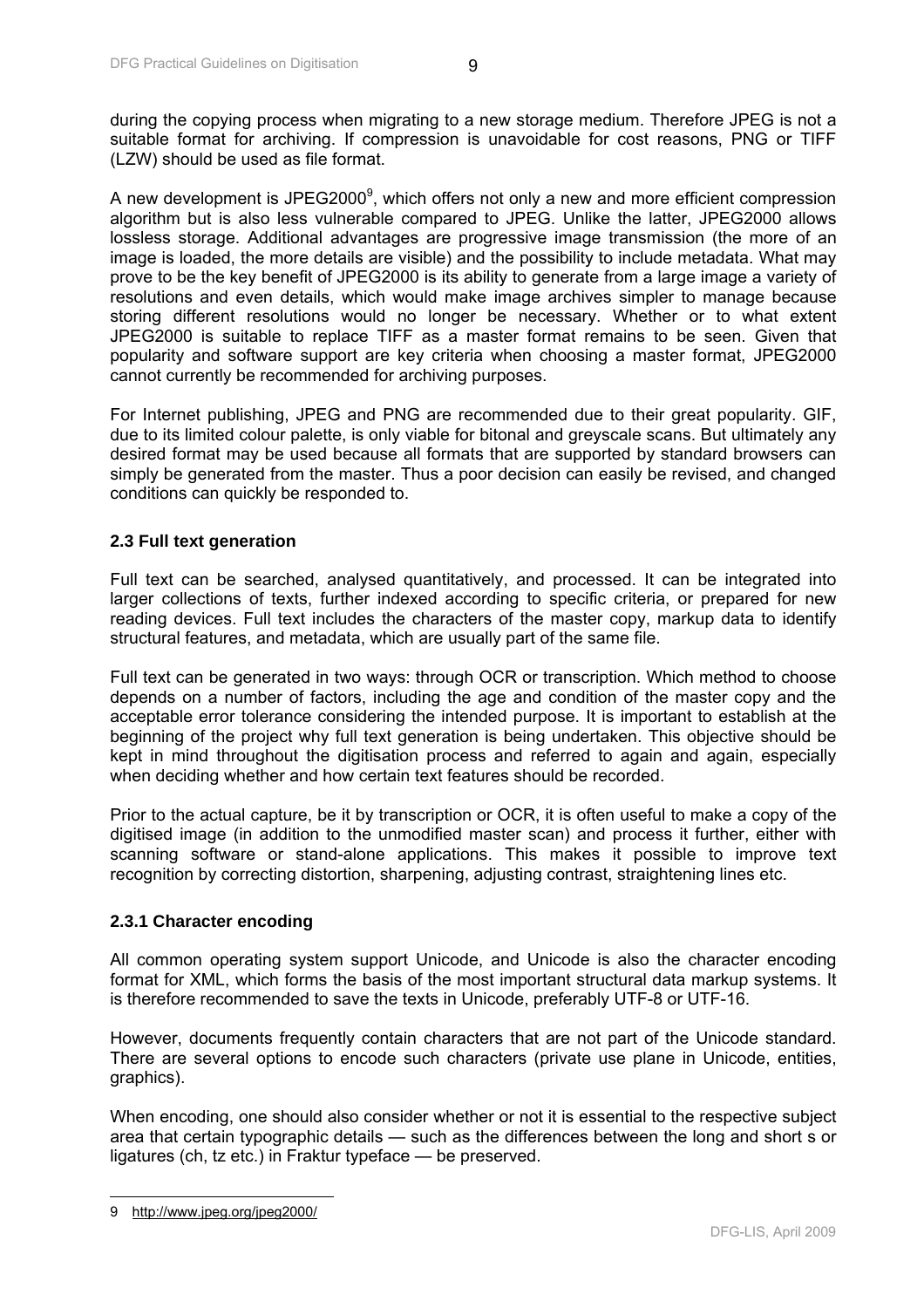during the copying process when migrating to a new storage medium. Therefore JPEG is not a suitable format for archiving. If compression is unavoidable for cost reasons, PNG or TIFF (LZW) should be used as file format.

A new development is JPEG2000[9], which offers not only a new and more efficient compression algorithm but is also less vulnerable compared to JPEG. Unlike the latter, JPEG2000 allows lossless storage. Additional advantages are progressive image transmission (the more of an image is loaded, the more details are visible) and the possibility to include metadata. What may prove to be the key benefit of JPEG2000 is its ability to generate from a large image a variety of resolutions and even details, which would make image archives simpler to manage because storing different resolutions would no longer be necessary. Whether or to what extent JPEG2000 is suitable to replace TIFF as a master format remains to be seen. Given that popularity and software support are key criteria when choosing a master format, JPEG2000 cannot currently be recommended for archiving purposes.

For Internet publishing, JPEG and PNG are recommended due to their great popularity. GIF, due to its limited colour palette, is only viable for bitonal and greyscale scans. But ultimately any desired format may be used because all formats that are supported by standard browsers can simply be generated from the master. Thus a poor decision can easily be revised, and changed conditions can quickly be responded to.

### 2.3 Full text generation

Full text can be searched, analysed quantitatively, and processed. It can be integrated into larger collections of texts, further indexed according to specific criteria, or prepared for new reading devices. Full text includes the characters of the master copy, markup data to identify structural features, and metadata, which are usually part of the same file.

Full text can be generated in two ways: through OCR or transcription. Which method to choose depends on a number of factors, including the age and condition of the master copy and the acceptable error tolerance considering the intended purpose. It is important to establish at the beginning of the project why full text generation is being undertaken. This objective should be kept in mind throughout the digitisation process and referred to again and again, especially when deciding whether and how certain text features should be recorded.

Prior to the actual capture, be it by transcription or OCR, it is often useful to make a copy of the digitised image (in addition to the unmodified master scan) and process it further, either with scanning software or stand-alone applications. This makes it possible to improve text recognition by correcting distortion, sharpening, adjusting contrast, straightening lines etc.

#### 2.3.1 Character encoding

All common operating system support Unicode, and Unicode is also the character encoding format for XML, which forms the basis of the most important structural data markup systems. It is therefore recommended to save the texts in Unicode, preferably UTF-8 or UTF-16.

However, documents frequently contain characters that are not part of the Unicode standard. There are several options to encode such characters (private use plane in Unicode, entities, graphics).

When encoding, one should also consider whether or not it is essential to the respective subject area that certain typographic details — such as the differences between the long and short s or ligatures (ch, tz etc.) in Fraktur typeface — be preserved.

---

9 http://www.jpeg.org/jpeg2000/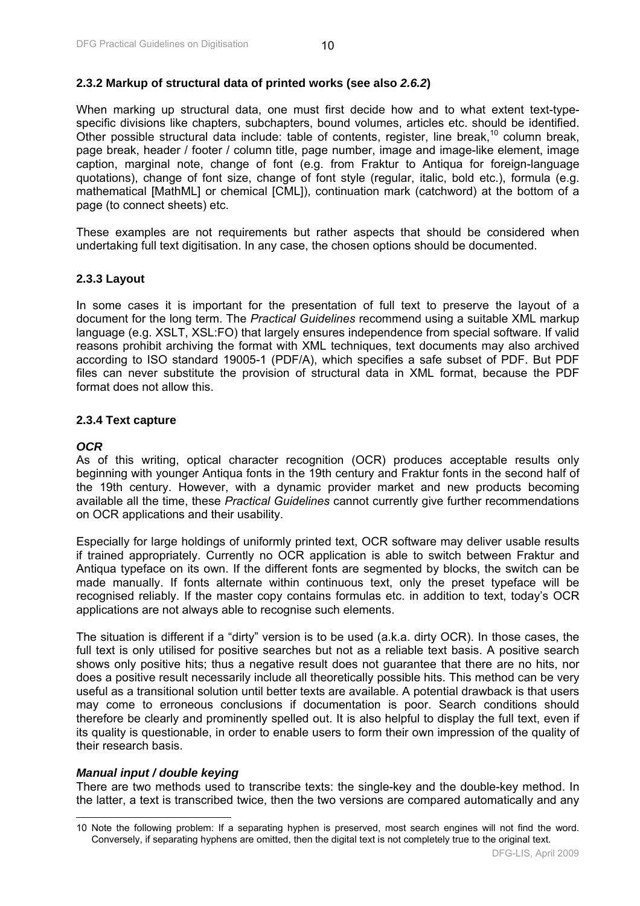### 2.3.2 Markup of structural data of printed works (see also *2.6.2*)

When marking up structural data, one must first decide how and to what extent text-type-specific divisions like chapters, subchapters, bound volumes, articles etc. should be identified. Other possible structural data include: table of contents, register, line break,[10] column break, page break, header / footer / column title, page number, image and image-like element, image caption, marginal note, change of font (e.g. from Fraktur to Antiqua for foreign-language quotations), change of font size, change of font style (regular, italic, bold etc.), formula (e.g. mathematical [MathML] or chemical [CML]), continuation mark (catchword) at the bottom of a page (to connect sheets) etc.

These examples are not requirements but rather aspects that should be considered when undertaking full text digitisation. In any case, the chosen options should be documented.

### 2.3.3 Layout

In some cases it is important for the presentation of full text to preserve the layout of a document for the long term. The *Practical Guidelines* recommend using a suitable XML markup language (e.g. XSLT, XSL:FO) that largely ensures independence from special software. If valid reasons prohibit archiving the format with XML techniques, text documents may also archived according to ISO standard 19005-1 (PDF/A), which specifies a safe subset of PDF. But PDF files can never substitute the provision of structural data in XML format, because the PDF format does not allow this.

### 2.3.4 Text capture

#### *OCR*

As of this writing, optical character recognition (OCR) produces acceptable results only beginning with younger Antiqua fonts in the 19th century and Fraktur fonts in the second half of the 19th century. However, with a dynamic provider market and new products becoming available all the time, these *Practical Guidelines* cannot currently give further recommendations on OCR applications and their usability.

Especially for large holdings of uniformly printed text, OCR software may deliver usable results if trained appropriately. Currently no OCR application is able to switch between Fraktur and Antiqua typeface on its own. If the different fonts are segmented by blocks, the switch can be made manually. If fonts alternate within continuous text, only the preset typeface will be recognised reliably. If the master copy contains formulas etc. in addition to text, today's OCR applications are not always able to recognise such elements.

The situation is different if a "dirty" version is to be used (a.k.a. dirty OCR). In those cases, the full text is only utilised for positive searches but not as a reliable text basis. A positive search shows only positive hits; thus a negative result does not guarantee that there are no hits, nor does a positive result necessarily include all theoretically possible hits. This method can be very useful as a transitional solution until better texts are available. A potential drawback is that users may come to erroneous conclusions if documentation is poor. Search conditions should therefore be clearly and prominently spelled out. It is also helpful to display the full text, even if its quality is questionable, in order to enable users to form their own impression of the quality of their research basis.

#### *Manual input / double keying*

There are two methods used to transcribe texts: the single-key and the double-key method. In the latter, a text is transcribed twice, then the two versions are compared automatically and any

---

[10] Note the following problem: If a separating hyphen is preserved, most search engines will not find the word. Conversely, if separating hyphens are omitted, then the digital text is not completely true to the original text.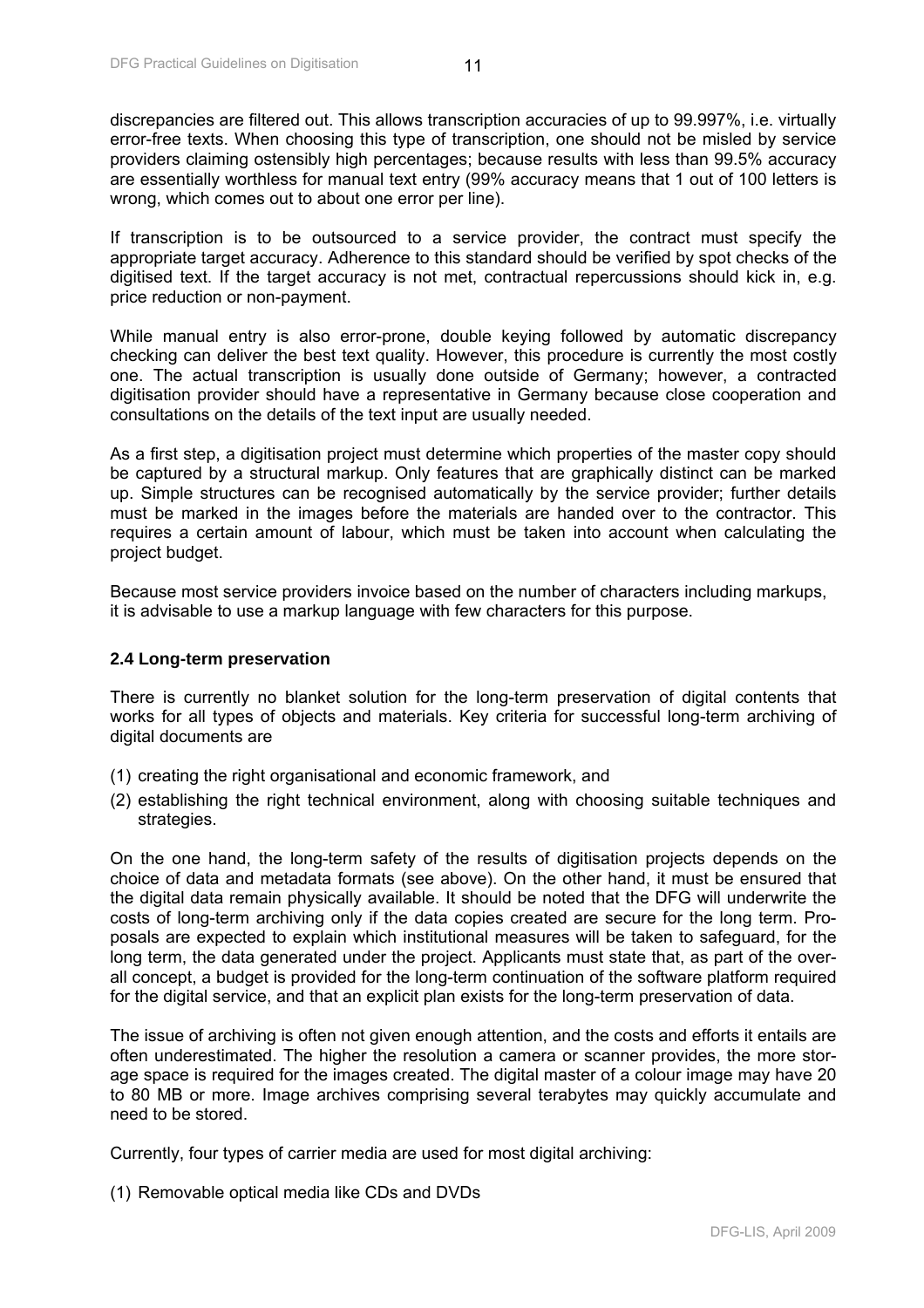discrepancies are filtered out. This allows transcription accuracies of up to 99.997%, i.e. virtually error-free texts. When choosing this type of transcription, one should not be misled by service providers claiming ostensibly high percentages; because results with less than 99.5% accuracy are essentially worthless for manual text entry (99% accuracy means that 1 out of 100 letters is wrong, which comes out to about one error per line).

If transcription is to be outsourced to a service provider, the contract must specify the appropriate target accuracy. Adherence to this standard should be verified by spot checks of the digitised text. If the target accuracy is not met, contractual repercussions should kick in, e.g. price reduction or non-payment.

While manual entry is also error-prone, double keying followed by automatic discrepancy checking can deliver the best text quality. However, this procedure is currently the most costly one. The actual transcription is usually done outside of Germany; however, a contracted digitisation provider should have a representative in Germany because close cooperation and consultations on the details of the text input are usually needed.

As a first step, a digitisation project must determine which properties of the master copy should be captured by a structural markup. Only features that are graphically distinct can be marked up. Simple structures can be recognised automatically by the service provider; further details must be marked in the images before the materials are handed over to the contractor. This requires a certain amount of labour, which must be taken into account when calculating the project budget.

Because most service providers invoice based on the number of characters including markups, it is advisable to use a markup language with few characters for this purpose.

### 2.4 Long-term preservation

There is currently no blanket solution for the long-term preservation of digital contents that works for all types of objects and materials. Key criteria for successful long-term archiving of digital documents are

(1) creating the right organisational and economic framework, and
(2) establishing the right technical environment, along with choosing suitable techniques and strategies.

On the one hand, the long-term safety of the results of digitisation projects depends on the choice of data and metadata formats (see above). On the other hand, it must be ensured that the digital data remain physically available. It should be noted that the DFG will underwrite the costs of long-term archiving only if the data copies created are secure for the long term. Proposals are expected to explain which institutional measures will be taken to safeguard, for the long term, the data generated under the project. Applicants must state that, as part of the overall concept, a budget is provided for the long-term continuation of the software platform required for the digital service, and that an explicit plan exists for the long-term preservation of data.

The issue of archiving is often not given enough attention, and the costs and efforts it entails are often underestimated. The higher the resolution a camera or scanner provides, the more storage space is required for the images created. The digital master of a colour image may have 20 to 80 MB or more. Image archives comprising several terabytes may quickly accumulate and need to be stored.

Currently, four types of carrier media are used for most digital archiving:

(1) Removable optical media like CDs and DVDs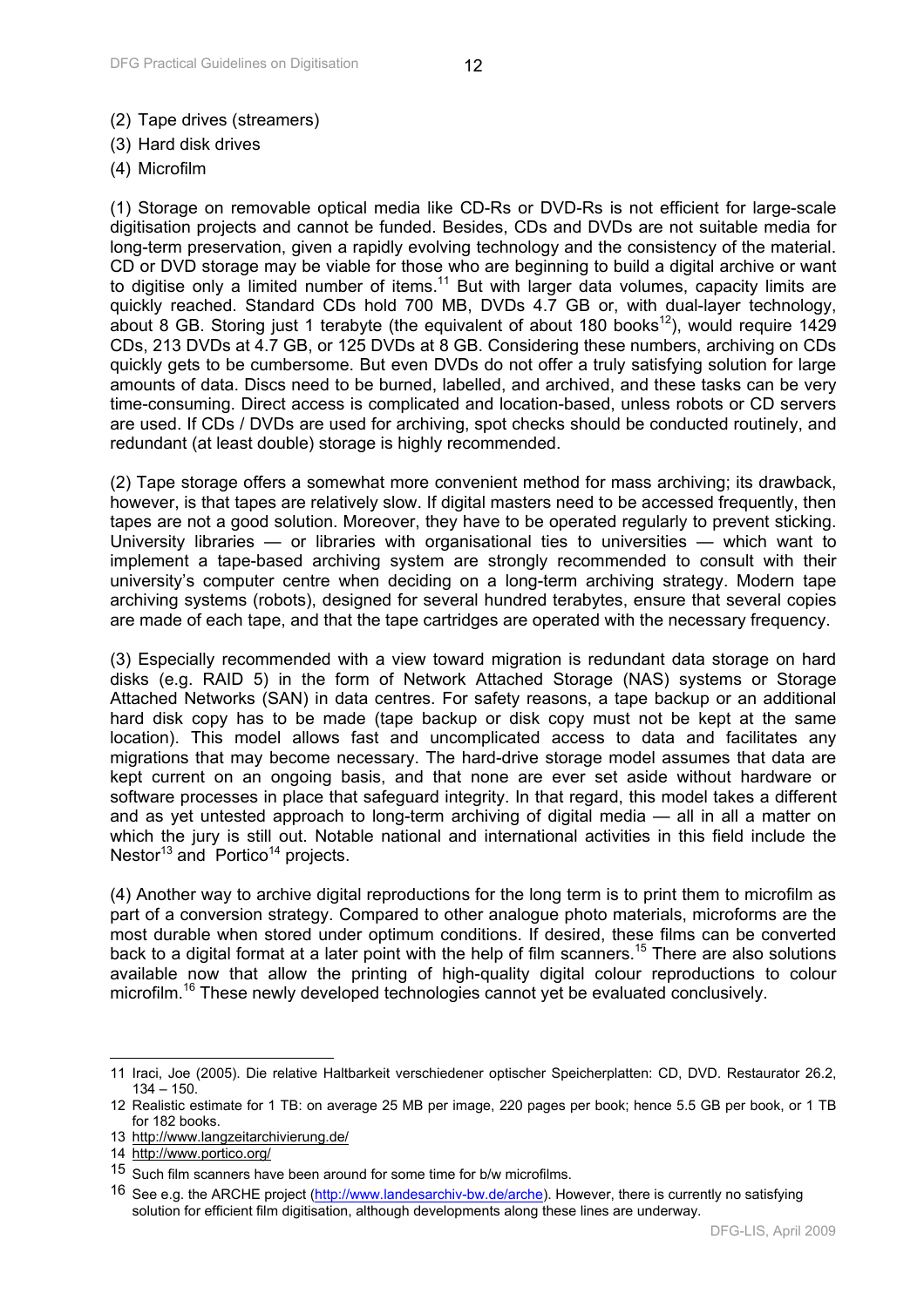(2) Tape drives (streamers)
(3) Hard disk drives
(4) Microfilm

(1) Storage on removable optical media like CD-Rs or DVD-Rs is not efficient for large-scale digitisation projects and cannot be funded. Besides, CDs and DVDs are not suitable media for long-term preservation, given a rapidly evolving technology and the consistency of the material. CD or DVD storage may be viable for those who are beginning to build a digital archive or want to digitise only a limited number of items.[11] But with larger data volumes, capacity limits are quickly reached. Standard CDs hold 700 MB, DVDs 4.7 GB or, with dual-layer technology, about 8 GB. Storing just 1 terabyte (the equivalent of about 180 books[12]), would require 1429 CDs, 213 DVDs at 4.7 GB, or 125 DVDs at 8 GB. Considering these numbers, archiving on CDs quickly gets to be cumbersome. But even DVDs do not offer a truly satisfying solution for large amounts of data. Discs need to be burned, labelled, and archived, and these tasks can be very time-consuming. Direct access is complicated and location-based, unless robots or CD servers are used. If CDs / DVDs are used for archiving, spot checks should be conducted routinely, and redundant (at least double) storage is highly recommended.

(2) Tape storage offers a somewhat more convenient method for mass archiving; its drawback, however, is that tapes are relatively slow. If digital masters need to be accessed frequently, then tapes are not a good solution. Moreover, they have to be operated regularly to prevent sticking. University libraries — or libraries with organisational ties to universities — which want to implement a tape-based archiving system are strongly recommended to consult with their university's computer centre when deciding on a long-term archiving strategy. Modern tape archiving systems (robots), designed for several hundred terabytes, ensure that several copies are made of each tape, and that the tape cartridges are operated with the necessary frequency.

(3) Especially recommended with a view toward migration is redundant data storage on hard disks (e.g. RAID 5) in the form of Network Attached Storage (NAS) systems or Storage Attached Networks (SAN) in data centres. For safety reasons, a tape backup or an additional hard disk copy has to be made (tape backup or disk copy must not be kept at the same location). This model allows fast and uncomplicated access to data and facilitates any migrations that may become necessary. The hard-drive storage model assumes that data are kept current on an ongoing basis, and that none are ever set aside without hardware or software processes in place that safeguard integrity. In that regard, this model takes a different and as yet untested approach to long-term archiving of digital media — all in all a matter on which the jury is still out. Notable national and international activities in this field include the Nestor[13] and Portico[14] projects.

(4) Another way to archive digital reproductions for the long term is to print them to microfilm as part of a conversion strategy. Compared to other analogue photo materials, microforms are the most durable when stored under optimum conditions. If desired, these films can be converted back to a digital format at a later point with the help of film scanners.[15] There are also solutions available now that allow the printing of high-quality digital colour reproductions to colour microfilm.[16] These newly developed technologies cannot yet be evaluated conclusively.

---

11 Iraci, Joe (2005). Die relative Haltbarkeit verschiedener optischer Speicherplatten: CD, DVD. Restaurator 26.2, 134 – 150.

12 Realistic estimate for 1 TB: on average 25 MB per image, 220 pages per book; hence 5.5 GB per book, or 1 TB for 182 books.

13 http://www.langzeitarchivierung.de/

14 http://www.portico.org/

15 Such film scanners have been around for some time for b/w microfilms.

16 See e.g. the ARCHE project (http://www.landesarchiv-bw.de/arche). However, there is currently no satisfying solution for efficient film digitisation, although developments along these lines are underway.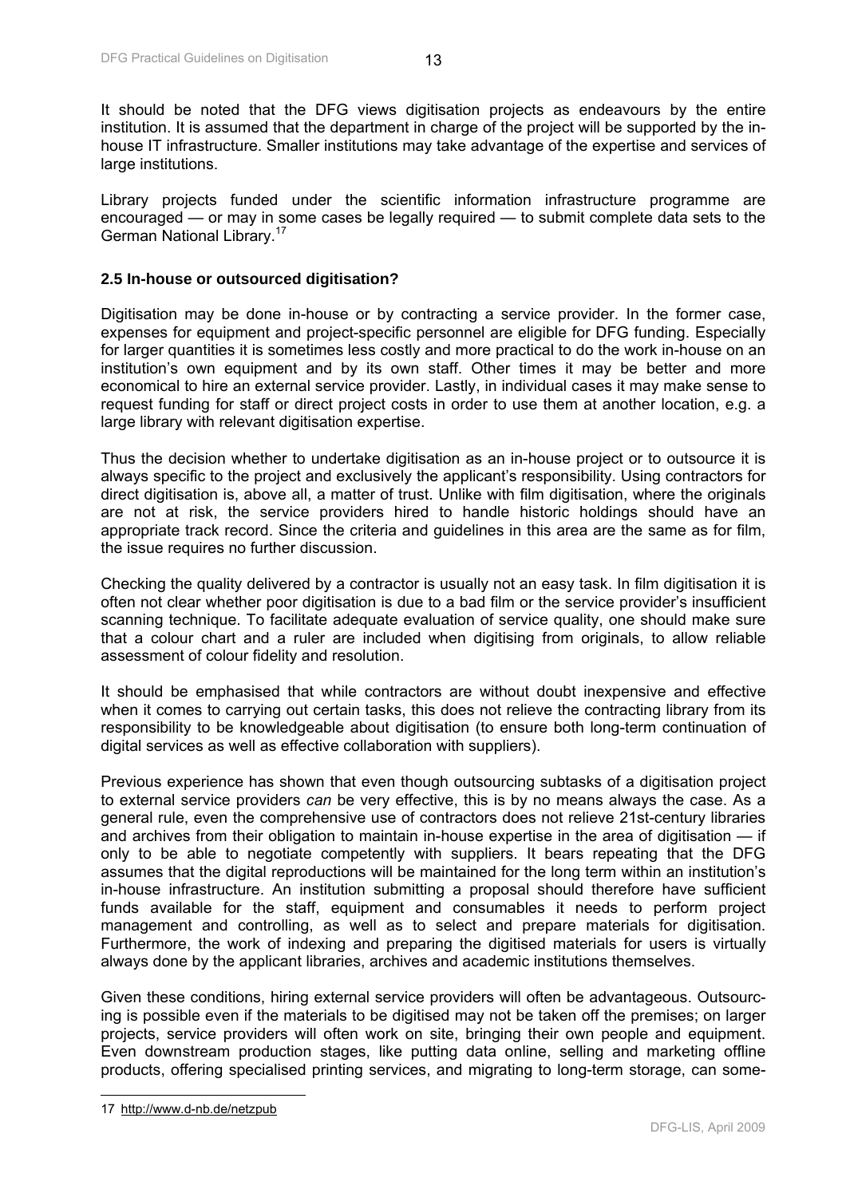It should be noted that the DFG views digitisation projects as endeavours by the entire institution. It is assumed that the department in charge of the project will be supported by the in-house IT infrastructure. Smaller institutions may take advantage of the expertise and services of large institutions.

Library projects funded under the scientific information infrastructure programme are encouraged — or may in some cases be legally required — to submit complete data sets to the German National Library.[17]

### 2.5 In-house or outsourced digitisation?

Digitisation may be done in-house or by contracting a service provider. In the former case, expenses for equipment and project-specific personnel are eligible for DFG funding. Especially for larger quantities it is sometimes less costly and more practical to do the work in-house on an institution's own equipment and by its own staff. Other times it may be better and more economical to hire an external service provider. Lastly, in individual cases it may make sense to request funding for staff or direct project costs in order to use them at another location, e.g. a large library with relevant digitisation expertise.

Thus the decision whether to undertake digitisation as an in-house project or to outsource it is always specific to the project and exclusively the applicant's responsibility. Using contractors for direct digitisation is, above all, a matter of trust. Unlike with film digitisation, where the originals are not at risk, the service providers hired to handle historic holdings should have an appropriate track record. Since the criteria and guidelines in this area are the same as for film, the issue requires no further discussion.

Checking the quality delivered by a contractor is usually not an easy task. In film digitisation it is often not clear whether poor digitisation is due to a bad film or the service provider's insufficient scanning technique. To facilitate adequate evaluation of service quality, one should make sure that a colour chart and a ruler are included when digitising from originals, to allow reliable assessment of colour fidelity and resolution.

It should be emphasised that while contractors are without doubt inexpensive and effective when it comes to carrying out certain tasks, this does not relieve the contracting library from its responsibility to be knowledgeable about digitisation (to ensure both long-term continuation of digital services as well as effective collaboration with suppliers).

Previous experience has shown that even though outsourcing subtasks of a digitisation project to external service providers *can* be very effective, this is by no means always the case. As a general rule, even the comprehensive use of contractors does not relieve 21st-century libraries and archives from their obligation to maintain in-house expertise in the area of digitisation — if only to be able to negotiate competently with suppliers. It bears repeating that the DFG assumes that the digital reproductions will be maintained for the long term within an institution's in-house infrastructure. An institution submitting a proposal should therefore have sufficient funds available for the staff, equipment and consumables it needs to perform project management and controlling, as well as to select and prepare materials for digitisation. Furthermore, the work of indexing and preparing the digitised materials for users is virtually always done by the applicant libraries, archives and academic institutions themselves.

Given these conditions, hiring external service providers will often be advantageous. Outsourcing is possible even if the materials to be digitised may not be taken off the premises; on larger projects, service providers will often work on site, bringing their own people and equipment. Even downstream production stages, like putting data online, selling and marketing offline products, offering specialised printing services, and migrating to long-term storage, can some-

---

17 http://www.d-nb.de/netzpub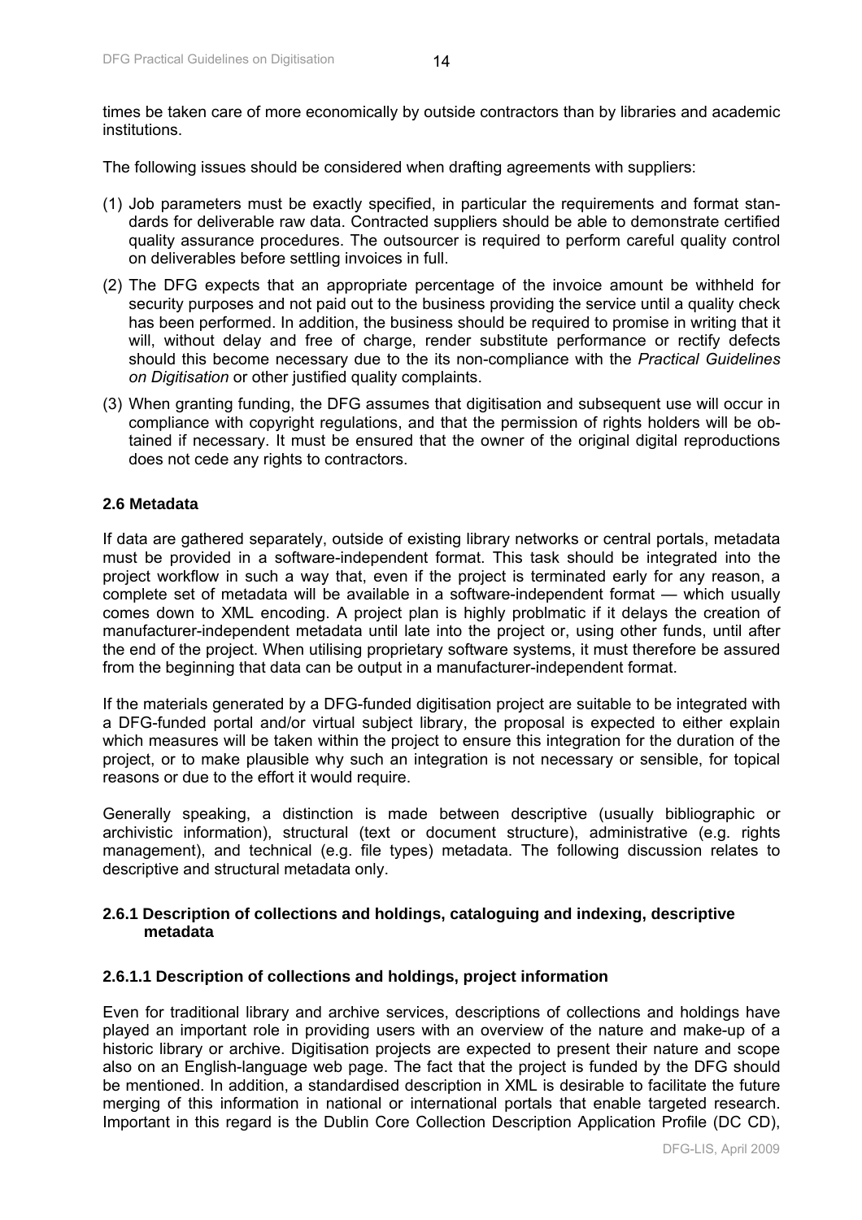times be taken care of more economically by outside contractors than by libraries and academic institutions.

The following issues should be considered when drafting agreements with suppliers:

(1) Job parameters must be exactly specified, in particular the requirements and format standards for deliverable raw data. Contracted suppliers should be able to demonstrate certified quality assurance procedures. The outsourcer is required to perform careful quality control on deliverables before settling invoices in full.

(2) The DFG expects that an appropriate percentage of the invoice amount be withheld for security purposes and not paid out to the business providing the service until a quality check has been performed. In addition, the business should be required to promise in writing that it will, without delay and free of charge, render substitute performance or rectify defects should this become necessary due to the its non-compliance with the *Practical Guidelines on Digitisation* or other justified quality complaints.

(3) When granting funding, the DFG assumes that digitisation and subsequent use will occur in compliance with copyright regulations, and that the permission of rights holders will be obtained if necessary. It must be ensured that the owner of the original digital reproductions does not cede any rights to contractors.

## 2.6 Metadata

If data are gathered separately, outside of existing library networks or central portals, metadata must be provided in a software-independent format. This task should be integrated into the project workflow in such a way that, even if the project is terminated early for any reason, a complete set of metadata will be available in a software-independent format — which usually comes down to XML encoding. A project plan is highly problmatic if it delays the creation of manufacturer-independent metadata until late into the project or, using other funds, until after the end of the project. When utilising proprietary software systems, it must therefore be assured from the beginning that data can be output in a manufacturer-independent format.

If the materials generated by a DFG-funded digitisation project are suitable to be integrated with a DFG-funded portal and/or virtual subject library, the proposal is expected to either explain which measures will be taken within the project to ensure this integration for the duration of the project, or to make plausible why such an integration is not necessary or sensible, for topical reasons or due to the effort it would require.

Generally speaking, a distinction is made between descriptive (usually bibliographic or archivistic information), structural (text or document structure), administrative (e.g. rights management), and technical (e.g. file types) metadata. The following discussion relates to descriptive and structural metadata only.

### 2.6.1 Description of collections and holdings, cataloguing and indexing, descriptive metadata

#### 2.6.1.1 Description of collections and holdings, project information

Even for traditional library and archive services, descriptions of collections and holdings have played an important role in providing users with an overview of the nature and make-up of a historic library or archive. Digitisation projects are expected to present their nature and scope also on an English-language web page. The fact that the project is funded by the DFG should be mentioned. In addition, a standardised description in XML is desirable to facilitate the future merging of this information in national or international portals that enable targeted research. Important in this regard is the Dublin Core Collection Description Application Profile (DC CD),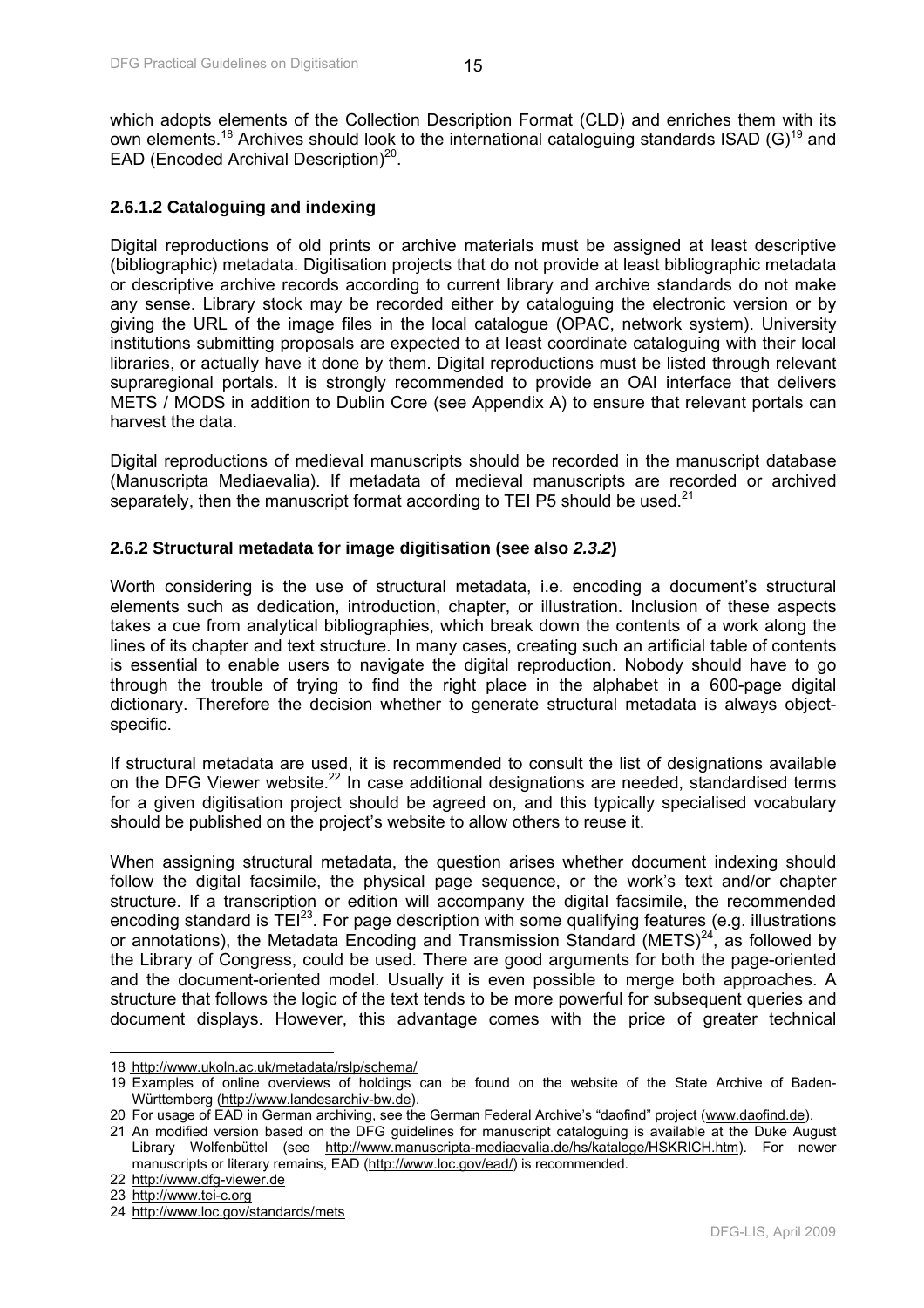which adopts elements of the Collection Description Format (CLD) and enriches them with its own elements.[18] Archives should look to the international cataloguing standards ISAD (G)[19] and EAD (Encoded Archival Description)[20].

### 2.6.1.2 Cataloguing and indexing

Digital reproductions of old prints or archive materials must be assigned at least descriptive (bibliographic) metadata. Digitisation projects that do not provide at least bibliographic metadata or descriptive archive records according to current library and archive standards do not make any sense. Library stock may be recorded either by cataloguing the electronic version or by giving the URL of the image files in the local catalogue (OPAC, network system). University institutions submitting proposals are expected to at least coordinate cataloguing with their local libraries, or actually have it done by them. Digital reproductions must be listed through relevant supraregional portals. It is strongly recommended to provide an OAI interface that delivers METS / MODS in addition to Dublin Core (see Appendix A) to ensure that relevant portals can harvest the data.

Digital reproductions of medieval manuscripts should be recorded in the manuscript database (Manuscripta Mediaevalia). If metadata of medieval manuscripts are recorded or archived separately, then the manuscript format according to TEI P5 should be used.[21]

### 2.6.2 Structural metadata for image digitisation (see also *2.3.2*)

Worth considering is the use of structural metadata, i.e. encoding a document's structural elements such as dedication, introduction, chapter, or illustration. Inclusion of these aspects takes a cue from analytical bibliographies, which break down the contents of a work along the lines of its chapter and text structure. In many cases, creating such an artificial table of contents is essential to enable users to navigate the digital reproduction. Nobody should have to go through the trouble of trying to find the right place in the alphabet in a 600-page digital dictionary. Therefore the decision whether to generate structural metadata is always object-specific.

If structural metadata are used, it is recommended to consult the list of designations available on the DFG Viewer website.[22] In case additional designations are needed, standardised terms for a given digitisation project should be agreed on, and this typically specialised vocabulary should be published on the project's website to allow others to reuse it.

When assigning structural metadata, the question arises whether document indexing should follow the digital facsimile, the physical page sequence, or the work's text and/or chapter structure. If a transcription or edition will accompany the digital facsimile, the recommended encoding standard is TEI[23]. For page description with some qualifying features (e.g. illustrations or annotations), the Metadata Encoding and Transmission Standard (METS)[24], as followed by the Library of Congress, could be used. There are good arguments for both the page-oriented and the document-oriented model. Usually it is even possible to merge both approaches. A structure that follows the logic of the text tends to be more powerful for subsequent queries and document displays. However, this advantage comes with the price of greater technical

---

18 http://www.ukoln.ac.uk/metadata/rslp/schema/

19 Examples of online overviews of holdings can be found on the website of the State Archive of Baden-Württemberg (http://www.landesarchiv-bw.de).

20 For usage of EAD in German archiving, see the German Federal Archive's "daofind" project (www.daofind.de).

21 An modified version based on the DFG guidelines for manuscript cataloguing is available at the Duke August Library Wolfenbüttel (see http://www.manuscripta-mediaevalia.de/hs/kataloge/HSKRICH.htm). For newer manuscripts or literary remains, EAD (http://www.loc.gov/ead/) is recommended.

22 http://www.dfg-viewer.de

23 http://www.tei-c.org

24 http://www.loc.gov/standards/mets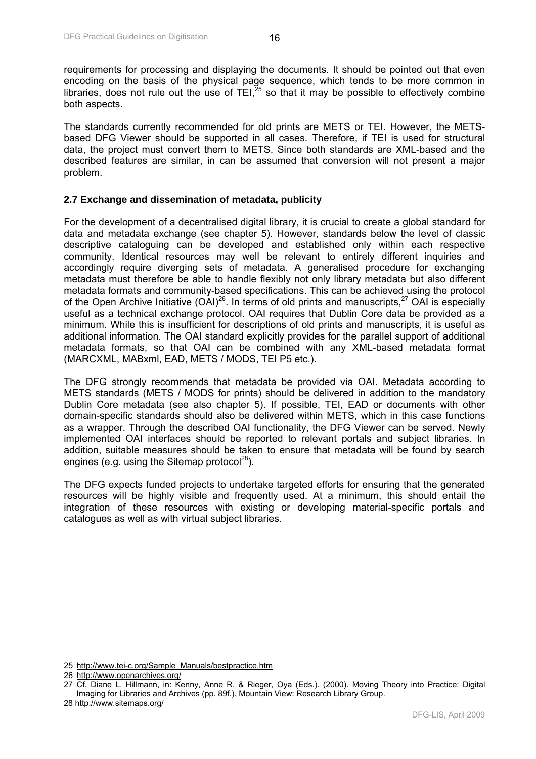requirements for processing and displaying the documents. It should be pointed out that even encoding on the basis of the physical page sequence, which tends to be more common in libraries, does not rule out the use of TEI,[25] so that it may be possible to effectively combine both aspects.

The standards currently recommended for old prints are METS or TEI. However, the METS-based DFG Viewer should be supported in all cases. Therefore, if TEI is used for structural data, the project must convert them to METS. Since both standards are XML-based and the described features are similar, in can be assumed that conversion will not present a major problem.

### 2.7 Exchange and dissemination of metadata, publicity

For the development of a decentralised digital library, it is crucial to create a global standard for data and metadata exchange (see chapter 5). However, standards below the level of classic descriptive cataloguing can be developed and established only within each respective community. Identical resources may well be relevant to entirely different inquiries and accordingly require diverging sets of metadata. A generalised procedure for exchanging metadata must therefore be able to handle flexibly not only library metadata but also different metadata formats and community-based specifications. This can be achieved using the protocol of the Open Archive Initiative (OAI)[26]. In terms of old prints and manuscripts,[27] OAI is especially useful as a technical exchange protocol. OAI requires that Dublin Core data be provided as a minimum. While this is insufficient for descriptions of old prints and manuscripts, it is useful as additional information. The OAI standard explicitly provides for the parallel support of additional metadata formats, so that OAI can be combined with any XML-based metadata format (MARCXML, MABxml, EAD, METS / MODS, TEI P5 etc.).

The DFG strongly recommends that metadata be provided via OAI. Metadata according to METS standards (METS / MODS for prints) should be delivered in addition to the mandatory Dublin Core metadata (see also chapter 5). If possible, TEI, EAD or documents with other domain-specific standards should also be delivered within METS, which in this case functions as a wrapper. Through the described OAI functionality, the DFG Viewer can be served. Newly implemented OAI interfaces should be reported to relevant portals and subject libraries. In addition, suitable measures should be taken to ensure that metadata will be found by search engines (e.g. using the Sitemap protocol[28]).

The DFG expects funded projects to undertake targeted efforts for ensuring that the generated resources will be highly visible and frequently used. At a minimum, this should entail the integration of these resources with existing or developing material-specific portals and catalogues as well as with virtual subject libraries.

---

25 http://www.tei-c.org/Sample_Manuals/bestpractice.htm

26 http://www.openarchives.org/

27 Cf. Diane L. Hillmann, in: Kenny, Anne R. & Rieger, Oya (Eds.). (2000). Moving Theory into Practice: Digital Imaging for Libraries and Archives (pp. 89f.). Mountain View: Research Library Group.

28 http://www.sitemaps.org/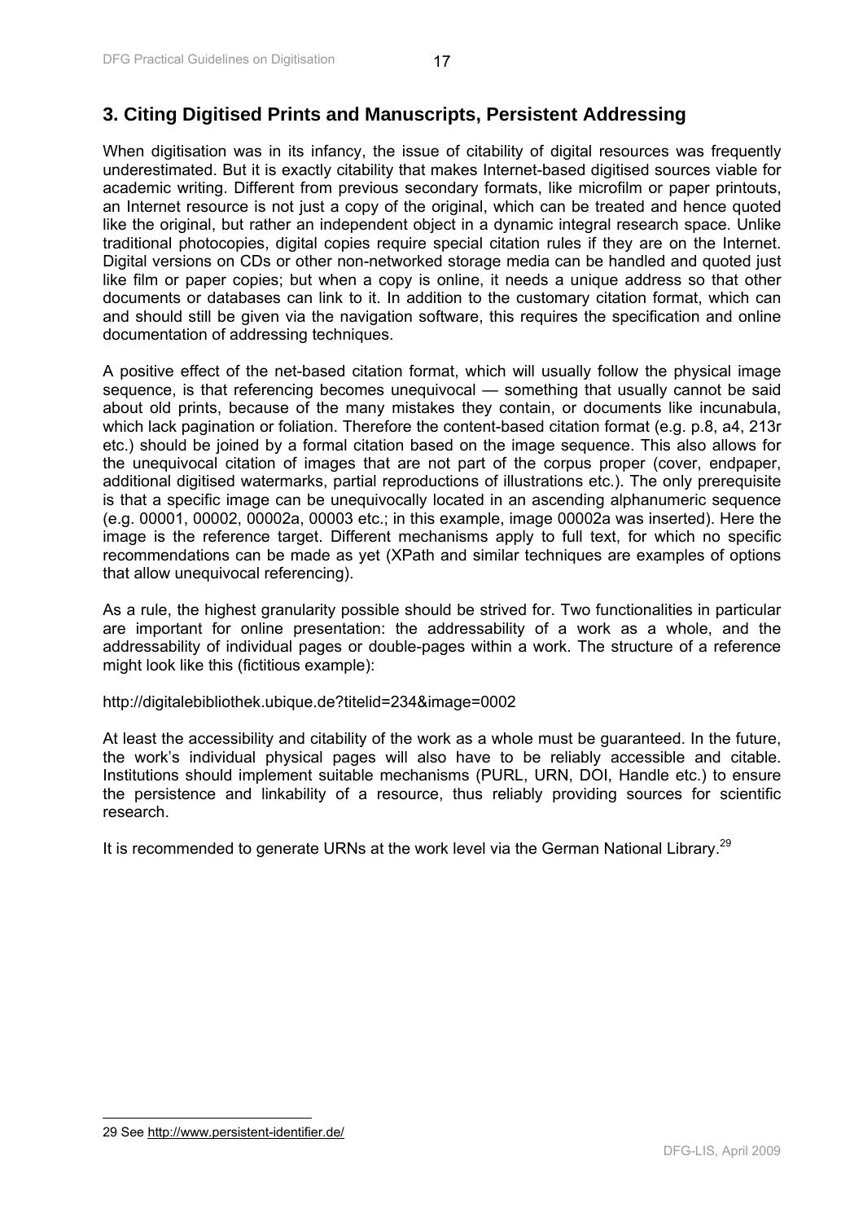## 3. Citing Digitised Prints and Manuscripts, Persistent Addressing

When digitisation was in its infancy, the issue of citability of digital resources was frequently underestimated. But it is exactly citability that makes Internet-based digitised sources viable for academic writing. Different from previous secondary formats, like microfilm or paper printouts, an Internet resource is not just a copy of the original, which can be treated and hence quoted like the original, but rather an independent object in a dynamic integral research space. Unlike traditional photocopies, digital copies require special citation rules if they are on the Internet. Digital versions on CDs or other non-networked storage media can be handled and quoted just like film or paper copies; but when a copy is online, it needs a unique address so that other documents or databases can link to it. In addition to the customary citation format, which can and should still be given via the navigation software, this requires the specification and online documentation of addressing techniques.

A positive effect of the net-based citation format, which will usually follow the physical image sequence, is that referencing becomes unequivocal — something that usually cannot be said about old prints, because of the many mistakes they contain, or documents like incunabula, which lack pagination or foliation. Therefore the content-based citation format (e.g. p.8, a4, 213r etc.) should be joined by a formal citation based on the image sequence. This also allows for the unequivocal citation of images that are not part of the corpus proper (cover, endpaper, additional digitised watermarks, partial reproductions of illustrations etc.). The only prerequisite is that a specific image can be unequivocally located in an ascending alphanumeric sequence (e.g. 00001, 00002, 00002a, 00003 etc.; in this example, image 00002a was inserted). Here the image is the reference target. Different mechanisms apply to full text, for which no specific recommendations can be made as yet (XPath and similar techniques are examples of options that allow unequivocal referencing).

As a rule, the highest granularity possible should be strived for. Two functionalities in particular are important for online presentation: the addressability of a work as a whole, and the addressability of individual pages or double-pages within a work. The structure of a reference might look like this (fictitious example):

http://digitalebibliothek.ubique.de?titelid=234&image=0002

At least the accessibility and citability of the work as a whole must be guaranteed. In the future, the work's individual physical pages will also have to be reliably accessible and citable. Institutions should implement suitable mechanisms (PURL, URN, DOI, Handle etc.) to ensure the persistence and linkability of a resource, thus reliably providing sources for scientific research.

It is recommended to generate URNs at the work level via the German National Library.[29]

---

29 See http://www.persistent-identifier.de/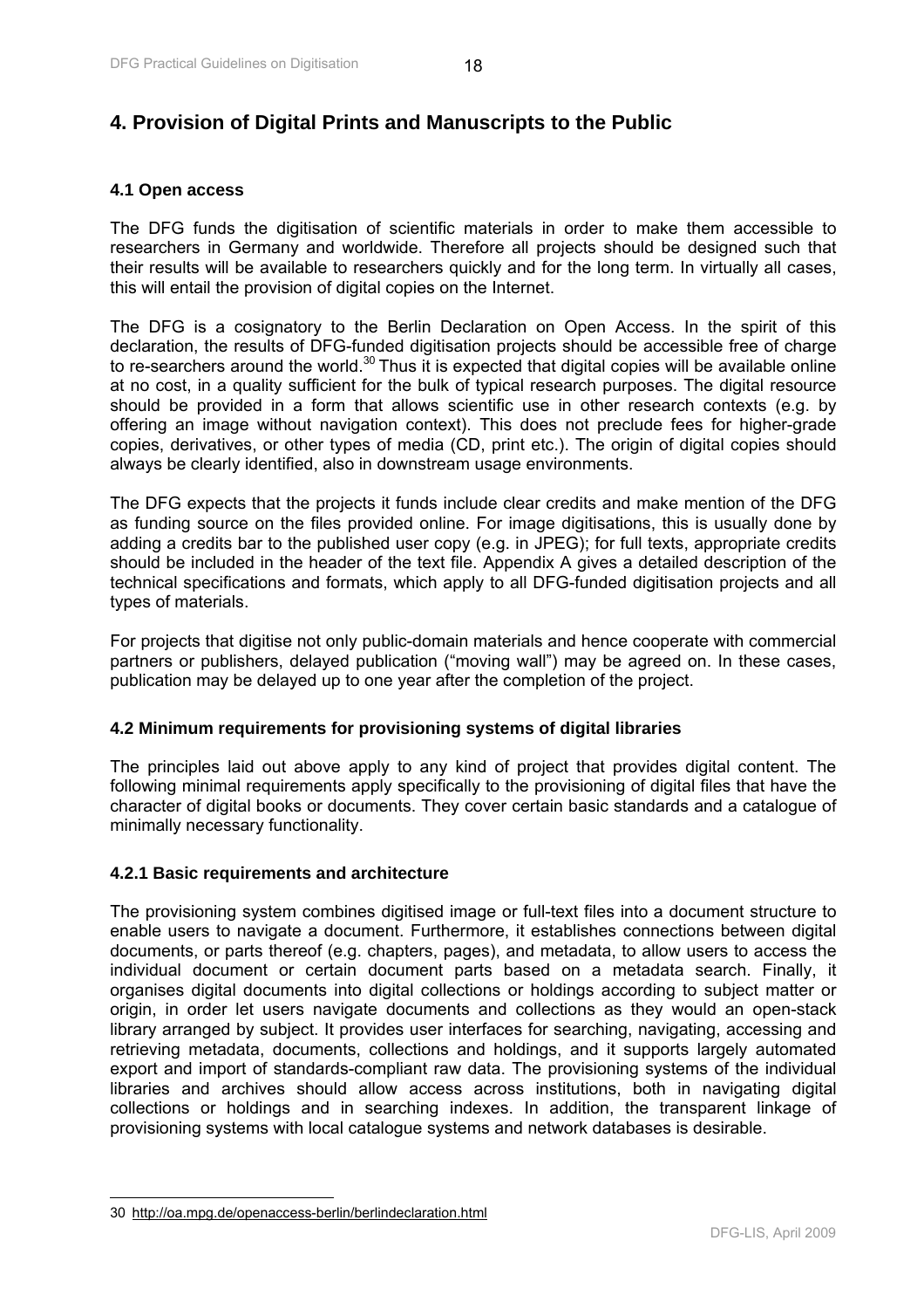# 4. Provision of Digital Prints and Manuscripts to the Public

### 4.1 Open access

The DFG funds the digitisation of scientific materials in order to make them accessible to researchers in Germany and worldwide. Therefore all projects should be designed such that their results will be available to researchers quickly and for the long term. In virtually all cases, this will entail the provision of digital copies on the Internet.

The DFG is a cosignatory to the Berlin Declaration on Open Access. In the spirit of this declaration, the results of DFG-funded digitisation projects should be accessible free of charge to re-searchers around the world.[30] Thus it is expected that digital copies will be available online at no cost, in a quality sufficient for the bulk of typical research purposes. The digital resource should be provided in a form that allows scientific use in other research contexts (e.g. by offering an image without navigation context). This does not preclude fees for higher-grade copies, derivatives, or other types of media (CD, print etc.). The origin of digital copies should always be clearly identified, also in downstream usage environments.

The DFG expects that the projects it funds include clear credits and make mention of the DFG as funding source on the files provided online. For image digitisations, this is usually done by adding a credits bar to the published user copy (e.g. in JPEG); for full texts, appropriate credits should be included in the header of the text file. Appendix A gives a detailed description of the technical specifications and formats, which apply to all DFG-funded digitisation projects and all types of materials.

For projects that digitise not only public-domain materials and hence cooperate with commercial partners or publishers, delayed publication ("moving wall") may be agreed on. In these cases, publication may be delayed up to one year after the completion of the project.

### 4.2 Minimum requirements for provisioning systems of digital libraries

The principles laid out above apply to any kind of project that provides digital content. The following minimal requirements apply specifically to the provisioning of digital files that have the character of digital books or documents. They cover certain basic standards and a catalogue of minimally necessary functionality.

#### 4.2.1 Basic requirements and architecture

The provisioning system combines digitised image or full-text files into a document structure to enable users to navigate a document. Furthermore, it establishes connections between digital documents, or parts thereof (e.g. chapters, pages), and metadata, to allow users to access the individual document or certain document parts based on a metadata search. Finally, it organises digital documents into digital collections or holdings according to subject matter or origin, in order let users navigate documents and collections as they would an open-stack library arranged by subject. It provides user interfaces for searching, navigating, accessing and retrieving metadata, documents, collections and holdings, and it supports largely automated export and import of standards-compliant raw data. The provisioning systems of the individual libraries and archives should allow access across institutions, both in navigating digital collections or holdings and in searching indexes. In addition, the transparent linkage of provisioning systems with local catalogue systems and network databases is desirable.

---

30 http://oa.mpg.de/openaccess-berlin/berlindeclaration.html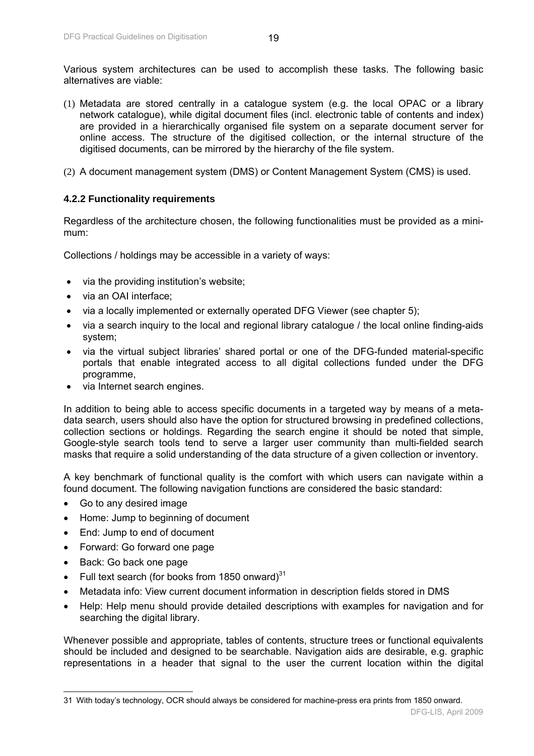Various system architectures can be used to accomplish these tasks. The following basic alternatives are viable:

(1) Metadata are stored centrally in a catalogue system (e.g. the local OPAC or a library network catalogue), while digital document files (incl. electronic table of contents and index) are provided in a hierarchically organised file system on a separate document server for online access. The structure of the digitised collection, or the internal structure of the digitised documents, can be mirrored by the hierarchy of the file system.

(2) A document management system (DMS) or Content Management System (CMS) is used.

### 4.2.2 Functionality requirements

Regardless of the architecture chosen, the following functionalities must be provided as a minimum:

Collections / holdings may be accessible in a variety of ways:

- via the providing institution's website;
- via an OAI interface;
- via a locally implemented or externally operated DFG Viewer (see chapter 5);
- via a search inquiry to the local and regional library catalogue / the local online finding-aids system;
- via the virtual subject libraries' shared portal or one of the DFG-funded material-specific portals that enable integrated access to all digital collections funded under the DFG programme,
- via Internet search engines.

In addition to being able to access specific documents in a targeted way by means of a metadata search, users should also have the option for structured browsing in predefined collections, collection sections or holdings. Regarding the search engine it should be noted that simple, Google-style search tools tend to serve a larger user community than multi-fielded search masks that require a solid understanding of the data structure of a given collection or inventory.

A key benchmark of functional quality is the comfort with which users can navigate within a found document. The following navigation functions are considered the basic standard:

- Go to any desired image
- Home: Jump to beginning of document
- End: Jump to end of document
- Forward: Go forward one page
- Back: Go back one page
- Full text search (for books from 1850 onward)[31]
- Metadata info: View current document information in description fields stored in DMS
- Help: Help menu should provide detailed descriptions with examples for navigation and for searching the digital library.

Whenever possible and appropriate, tables of contents, structure trees or functional equivalents should be included and designed to be searchable. Navigation aids are desirable, e.g. graphic representations in a header that signal to the user the current location within the digital

---

31 With today's technology, OCR should always be considered for machine-press era prints from 1850 onward.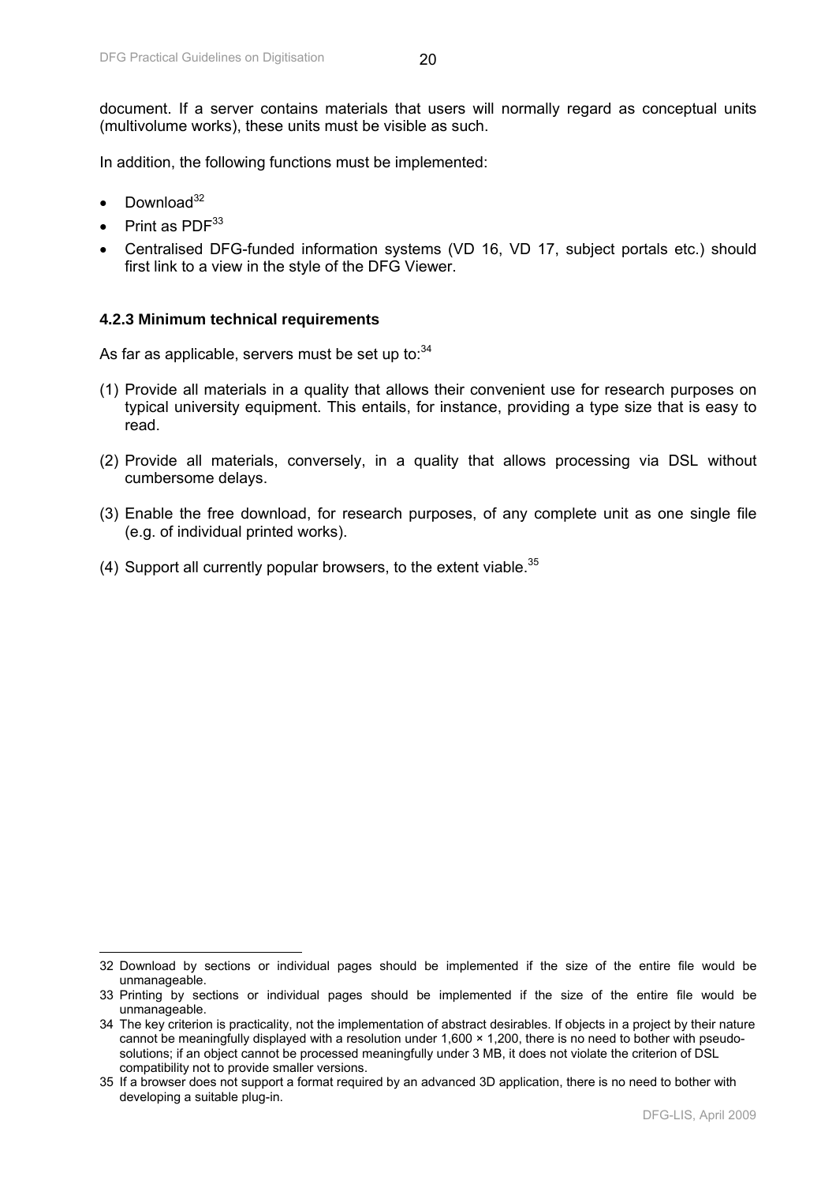document. If a server contains materials that users will normally regard as conceptual units (multivolume works), these units must be visible as such.

In addition, the following functions must be implemented:

- Download[32]
- Print as PDF[33]
- Centralised DFG-funded information systems (VD 16, VD 17, subject portals etc.) should first link to a view in the style of the DFG Viewer.

### 4.2.3 Minimum technical requirements

As far as applicable, servers must be set up to:[34]

(1) Provide all materials in a quality that allows their convenient use for research purposes on typical university equipment. This entails, for instance, providing a type size that is easy to read.

(2) Provide all materials, conversely, in a quality that allows processing via DSL without cumbersome delays.

(3) Enable the free download, for research purposes, of any complete unit as one single file (e.g. of individual printed works).

(4) Support all currently popular browsers, to the extent viable.[35]

---

32 Download by sections or individual pages should be implemented if the size of the entire file would be unmanageable.

33 Printing by sections or individual pages should be implemented if the size of the entire file would be unmanageable.

34 The key criterion is practicality, not the implementation of abstract desirables. If objects in a project by their nature cannot be meaningfully displayed with a resolution under 1,600 × 1,200, there is no need to bother with pseudo-solutions; if an object cannot be processed meaningfully under 3 MB, it does not violate the criterion of DSL compatibility not to provide smaller versions.

35 If a browser does not support a format required by an advanced 3D application, there is no need to bother with developing a suitable plug-in.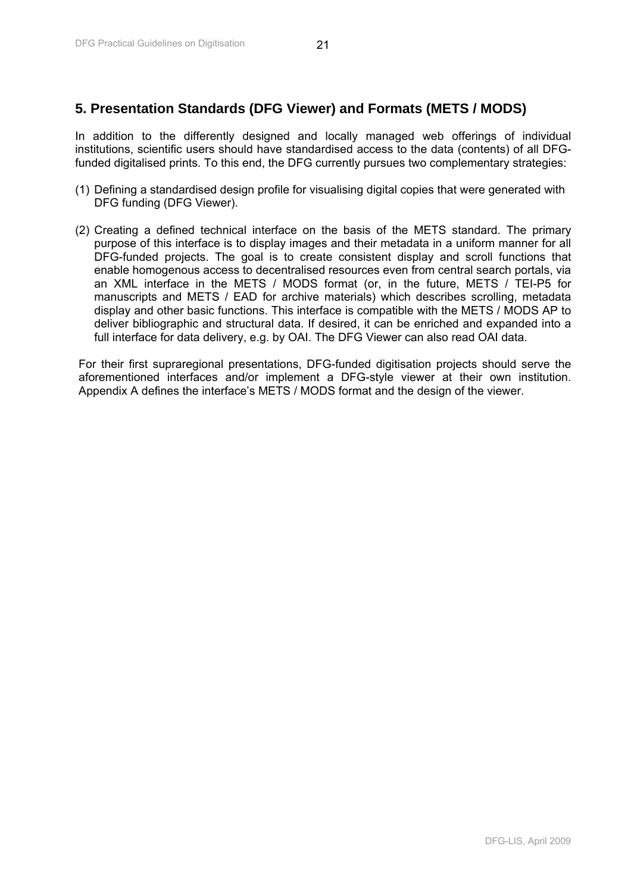## 5. Presentation Standards (DFG Viewer) and Formats (METS / MODS)

In addition to the differently designed and locally managed web offerings of individual institutions, scientific users should have standardised access to the data (contents) of all DFG-funded digitalised prints. To this end, the DFG currently pursues two complementary strategies:

(1) Defining a standardised design profile for visualising digital copies that were generated with DFG funding (DFG Viewer).

(2) Creating a defined technical interface on the basis of the METS standard. The primary purpose of this interface is to display images and their metadata in a uniform manner for all DFG-funded projects. The goal is to create consistent display and scroll functions that enable homogenous access to decentralised resources even from central search portals, via an XML interface in the METS / MODS format (or, in the future, METS / TEI-P5 for manuscripts and METS / EAD for archive materials) which describes scrolling, metadata display and other basic functions. This interface is compatible with the METS / MODS AP to deliver bibliographic and structural data. If desired, it can be enriched and expanded into a full interface for data delivery, e.g. by OAI. The DFG Viewer can also read OAI data.

For their first supraregional presentations, DFG-funded digitisation projects should serve the aforementioned interfaces and/or implement a DFG-style viewer at their own institution. Appendix A defines the interface's METS / MODS format and the design of the viewer.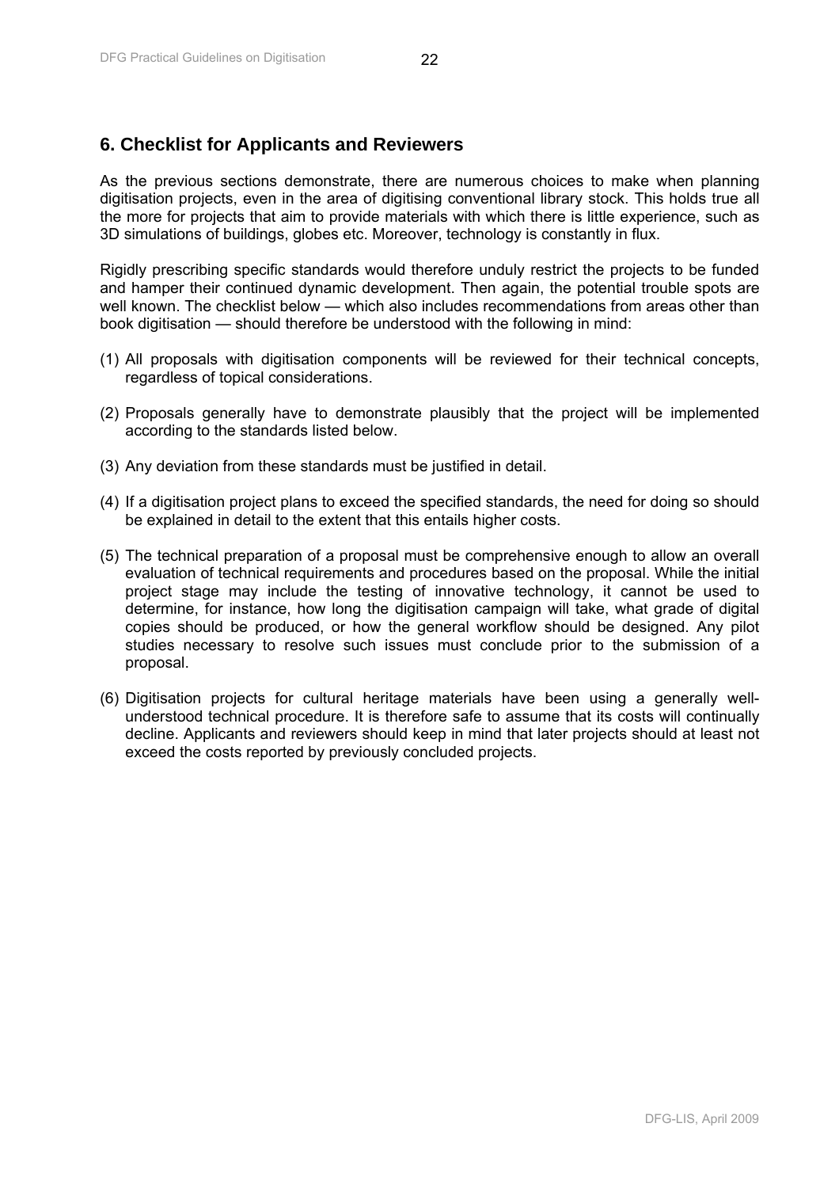## 6. Checklist for Applicants and Reviewers

As the previous sections demonstrate, there are numerous choices to make when planning digitisation projects, even in the area of digitising conventional library stock. This holds true all the more for projects that aim to provide materials with which there is little experience, such as 3D simulations of buildings, globes etc. Moreover, technology is constantly in flux.

Rigidly prescribing specific standards would therefore unduly restrict the projects to be funded and hamper their continued dynamic development. Then again, the potential trouble spots are well known. The checklist below — which also includes recommendations from areas other than book digitisation — should therefore be understood with the following in mind:

(1) All proposals with digitisation components will be reviewed for their technical concepts, regardless of topical considerations.

(2) Proposals generally have to demonstrate plausibly that the project will be implemented according to the standards listed below.

(3) Any deviation from these standards must be justified in detail.

(4) If a digitisation project plans to exceed the specified standards, the need for doing so should be explained in detail to the extent that this entails higher costs.

(5) The technical preparation of a proposal must be comprehensive enough to allow an overall evaluation of technical requirements and procedures based on the proposal. While the initial project stage may include the testing of innovative technology, it cannot be used to determine, for instance, how long the digitisation campaign will take, what grade of digital copies should be produced, or how the general workflow should be designed. Any pilot studies necessary to resolve such issues must conclude prior to the submission of a proposal.

(6) Digitisation projects for cultural heritage materials have been using a generally well-understood technical procedure. It is therefore safe to assume that its costs will continually decline. Applicants and reviewers should keep in mind that later projects should at least not exceed the costs reported by previously concluded projects.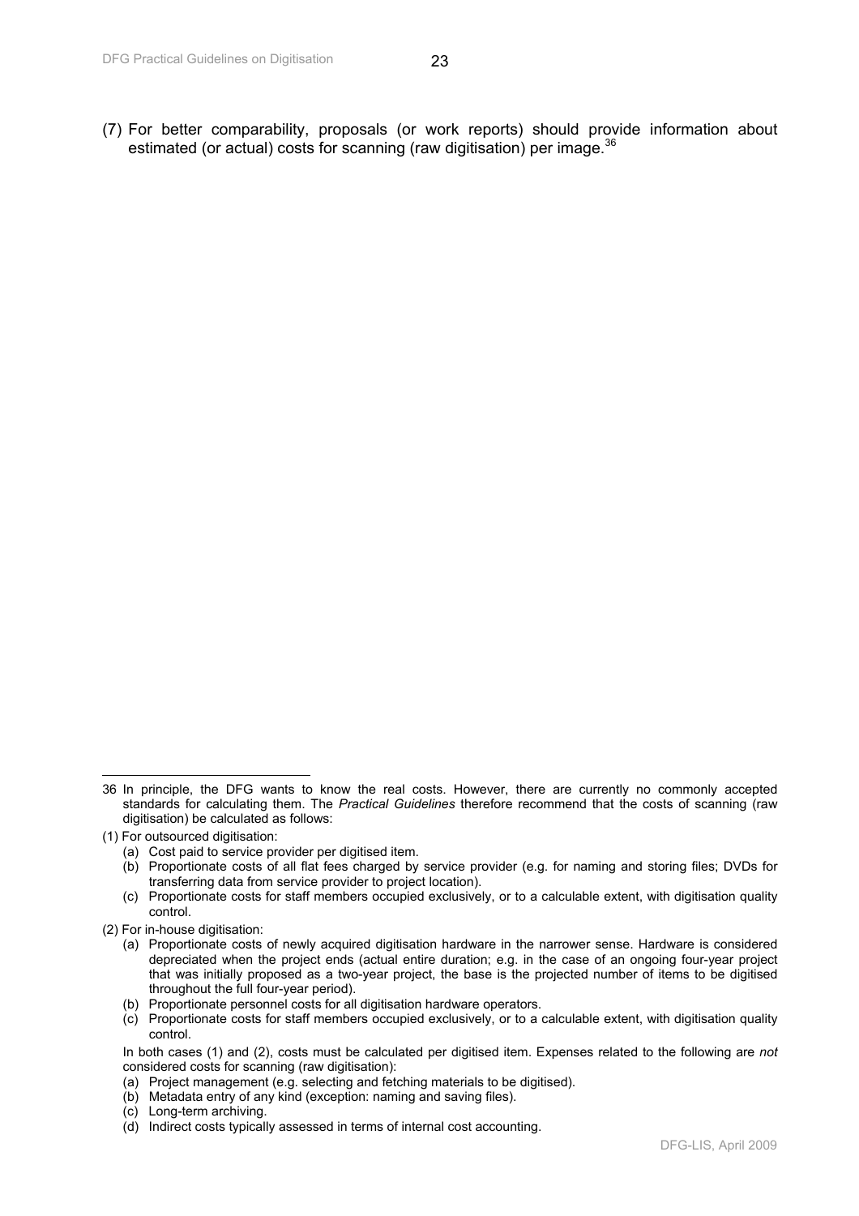(7) For better comparability, proposals (or work reports) should provide information about estimated (or actual) costs for scanning (raw digitisation) per image.[36]

---

36 In principle, the DFG wants to know the real costs. However, there are currently no commonly accepted standards for calculating them. The *Practical Guidelines* therefore recommend that the costs of scanning (raw digitisation) be calculated as follows:

(1) For outsourced digitisation:

- (a) Cost paid to service provider per digitised item.
- (b) Proportionate costs of all flat fees charged by service provider (e.g. for naming and storing files; DVDs for transferring data from service provider to project location).
- (c) Proportionate costs for staff members occupied exclusively, or to a calculable extent, with digitisation quality control.

(2) For in-house digitisation:

- (a) Proportionate costs of newly acquired digitisation hardware in the narrower sense. Hardware is considered depreciated when the project ends (actual entire duration; e.g. in the case of an ongoing four-year project that was initially proposed as a two-year project, the base is the projected number of items to be digitised throughout the full four-year period).
- (b) Proportionate personnel costs for all digitisation hardware operators.
- (c) Proportionate costs for staff members occupied exclusively, or to a calculable extent, with digitisation quality control.

In both cases (1) and (2), costs must be calculated per digitised item. Expenses related to the following are *not* considered costs for scanning (raw digitisation):

- (a) Project management (e.g. selecting and fetching materials to be digitised).
- (b) Metadata entry of any kind (exception: naming and saving files).
- (c) Long-term archiving.
- (d) Indirect costs typically assessed in terms of internal cost accounting.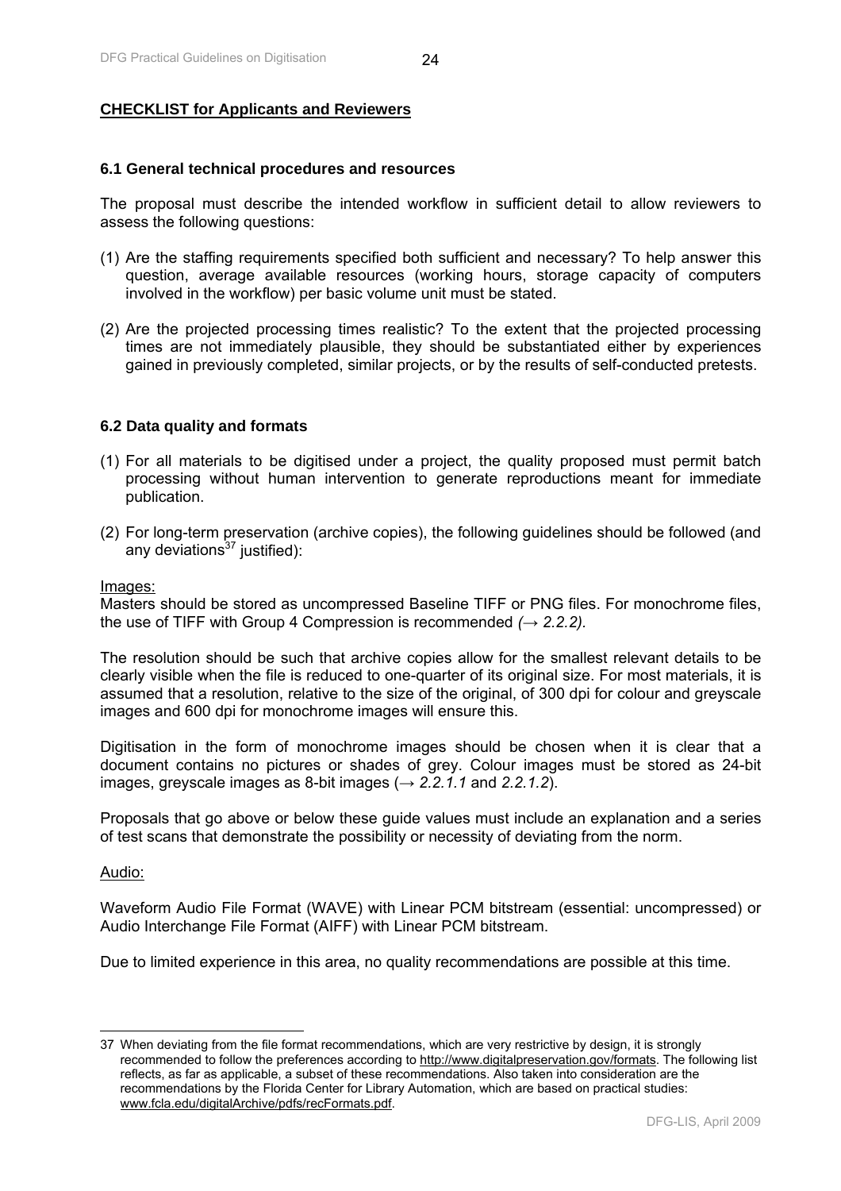**CHECKLIST for Applicants and Reviewers**

### 6.1 General technical procedures and resources

The proposal must describe the intended workflow in sufficient detail to allow reviewers to assess the following questions:

(1) Are the staffing requirements specified both sufficient and necessary? To help answer this question, average available resources (working hours, storage capacity of computers involved in the workflow) per basic volume unit must be stated.

(2) Are the projected processing times realistic? To the extent that the projected processing times are not immediately plausible, they should be substantiated either by experiences gained in previously completed, similar projects, or by the results of self-conducted pretests.

### 6.2 Data quality and formats

(1) For all materials to be digitised under a project, the quality proposed must permit batch processing without human intervention to generate reproductions meant for immediate publication.

(2) For long-term preservation (archive copies), the following guidelines should be followed (and any deviations[37] justified):

Images:

Masters should be stored as uncompressed Baseline TIFF or PNG files. For monochrome files, the use of TIFF with Group 4 Compression is recommended *(→ 2.2.2)*.

The resolution should be such that archive copies allow for the smallest relevant details to be clearly visible when the file is reduced to one-quarter of its original size. For most materials, it is assumed that a resolution, relative to the size of the original, of 300 dpi for colour and greyscale images and 600 dpi for monochrome images will ensure this.

Digitisation in the form of monochrome images should be chosen when it is clear that a document contains no pictures or shades of grey. Colour images must be stored as 24-bit images, greyscale images as 8-bit images (→ *2.2.1.1* and *2.2.1.2*).

Proposals that go above or below these guide values must include an explanation and a series of test scans that demonstrate the possibility or necessity of deviating from the norm.

Audio:

Waveform Audio File Format (WAVE) with Linear PCM bitstream (essential: uncompressed) or Audio Interchange File Format (AIFF) with Linear PCM bitstream.

Due to limited experience in this area, no quality recommendations are possible at this time.

---

37 When deviating from the file format recommendations, which are very restrictive by design, it is strongly recommended to follow the preferences according to http://www.digitalpreservation.gov/formats. The following list reflects, as far as applicable, a subset of these recommendations. Also taken into consideration are the recommendations by the Florida Center for Library Automation, which are based on practical studies: www.fcla.edu/digitalArchive/pdfs/recFormats.pdf.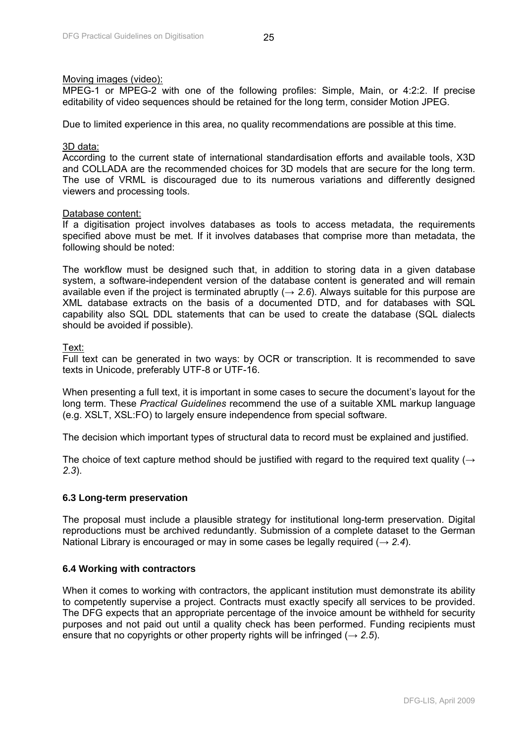Moving images (video):
MPEG-1 or MPEG-2 with one of the following profiles: Simple, Main, or 4:2:2. If precise editability of video sequences should be retained for the long term, consider Motion JPEG.

Due to limited experience in this area, no quality recommendations are possible at this time.

3D data:
According to the current state of international standardisation efforts and available tools, X3D and COLLADA are the recommended choices for 3D models that are secure for the long term. The use of VRML is discouraged due to its numerous variations and differently designed viewers and processing tools.

Database content:
If a digitisation project involves databases as tools to access metadata, the requirements specified above must be met. If it involves databases that comprise more than metadata, the following should be noted:

The workflow must be designed such that, in addition to storing data in a given database system, a software-independent version of the database content is generated and will remain available even if the project is terminated abruptly (→ *2.6*). Always suitable for this purpose are XML database extracts on the basis of a documented DTD, and for databases with SQL capability also SQL DDL statements that can be used to create the database (SQL dialects should be avoided if possible).

Text:
Full text can be generated in two ways: by OCR or transcription. It is recommended to save texts in Unicode, preferably UTF-8 or UTF-16.

When presenting a full text, it is important in some cases to secure the document's layout for the long term. These *Practical Guidelines* recommend the use of a suitable XML markup language (e.g. XSLT, XSL:FO) to largely ensure independence from special software.

The decision which important types of structural data to record must be explained and justified.

The choice of text capture method should be justified with regard to the required text quality (→ *2.3*).

### 6.3 Long-term preservation

The proposal must include a plausible strategy for institutional long-term preservation. Digital reproductions must be archived redundantly. Submission of a complete dataset to the German National Library is encouraged or may in some cases be legally required (→ *2.4*).

### 6.4 Working with contractors

When it comes to working with contractors, the applicant institution must demonstrate its ability to competently supervise a project. Contracts must exactly specify all services to be provided. The DFG expects that an appropriate percentage of the invoice amount be withheld for security purposes and not paid out until a quality check has been performed. Funding recipients must ensure that no copyrights or other property rights will be infringed (→ *2.5*).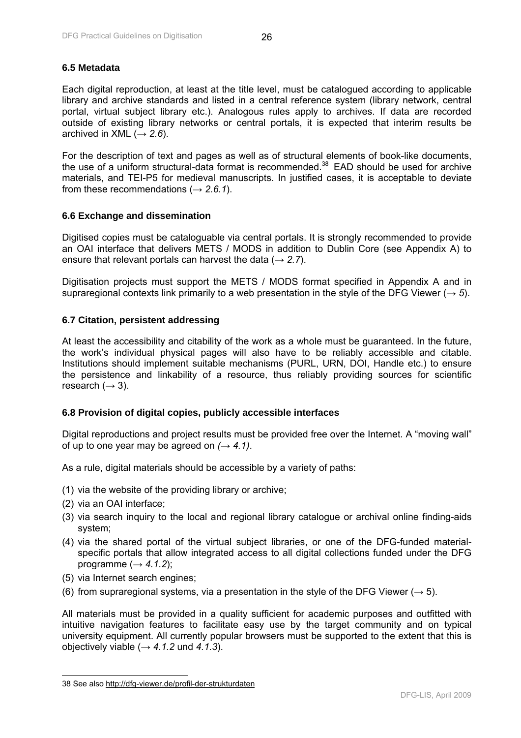## 6.5 Metadata

Each digital reproduction, at least at the title level, must be catalogued according to applicable library and archive standards and listed in a central reference system (library network, central portal, virtual subject library etc.). Analogous rules apply to archives. If data are recorded outside of existing library networks or central portals, it is expected that interim results be archived in XML (→ *2.6*).

For the description of text and pages as well as of structural elements of book-like documents, the use of a uniform structural-data format is recommended.[38] EAD should be used for archive materials, and TEI-P5 for medieval manuscripts. In justified cases, it is acceptable to deviate from these recommendations (→ *2.6.1*).

## 6.6 Exchange and dissemination

Digitised copies must be catalogueable via central portals. It is strongly recommended to provide an OAI interface that delivers METS / MODS in addition to Dublin Core (see Appendix A) to ensure that relevant portals can harvest the data (→ *2.7*).

Digitisation projects must support the METS / MODS format specified in Appendix A and in supraregional contexts link primarily to a web presentation in the style of the DFG Viewer (→ *5*).

## 6.7 Citation, persistent addressing

At least the accessibility and citability of the work as a whole must be guaranteed. In the future, the work's individual physical pages will also have to be reliably accessible and citable. Institutions should implement suitable mechanisms (PURL, URN, DOI, Handle etc.) to ensure the persistence and linkability of a resource, thus reliably providing sources for scientific research (→ 3).

## 6.8 Provision of digital copies, publicly accessible interfaces

Digital reproductions and project results must be provided free over the Internet. A "moving wall" of up to one year may be agreed on *(→ 4.1)*.

As a rule, digital materials should be accessible by a variety of paths:

(1) via the website of the providing library or archive;
(2) via an OAI interface;
(3) via search inquiry to the local and regional library catalogue or archival online finding-aids system;
(4) via the shared portal of the virtual subject libraries, or one of the DFG-funded material-specific portals that allow integrated access to all digital collections funded under the DFG programme (→ *4.1.2*);
(5) via Internet search engines;
(6) from supraregional systems, via a presentation in the style of the DFG Viewer (→ 5).

All materials must be provided in a quality sufficient for academic purposes and outfitted with intuitive navigation features to facilitate easy use by the target community and on typical university equipment. All currently popular browsers must be supported to the extent that this is objectively viable (→ *4.1.2* und *4.1.3*).

---

38 See also http://dfg-viewer.de/profil-der-strukturdaten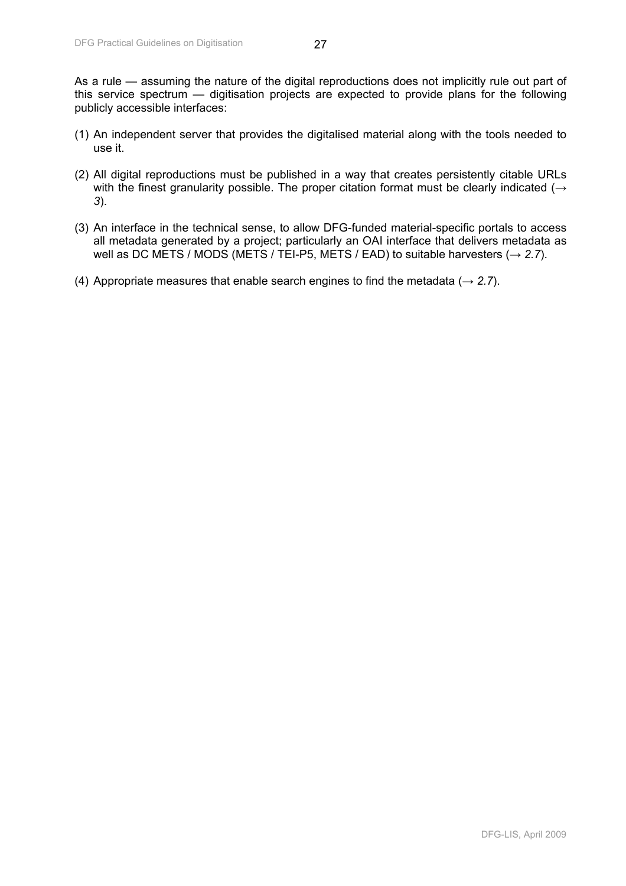As a rule — assuming the nature of the digital reproductions does not implicitly rule out part of this service spectrum — digitisation projects are expected to provide plans for the following publicly accessible interfaces:

(1) An independent server that provides the digitalised material along with the tools needed to use it.

(2) All digital reproductions must be published in a way that creates persistently citable URLs with the finest granularity possible. The proper citation format must be clearly indicated (→ *3*).

(3) An interface in the technical sense, to allow DFG-funded material-specific portals to access all metadata generated by a project; particularly an OAI interface that delivers metadata as well as DC METS / MODS (METS / TEI-P5, METS / EAD) to suitable harvesters (→ *2.7*).

(4) Appropriate measures that enable search engines to find the metadata (→ *2.7*).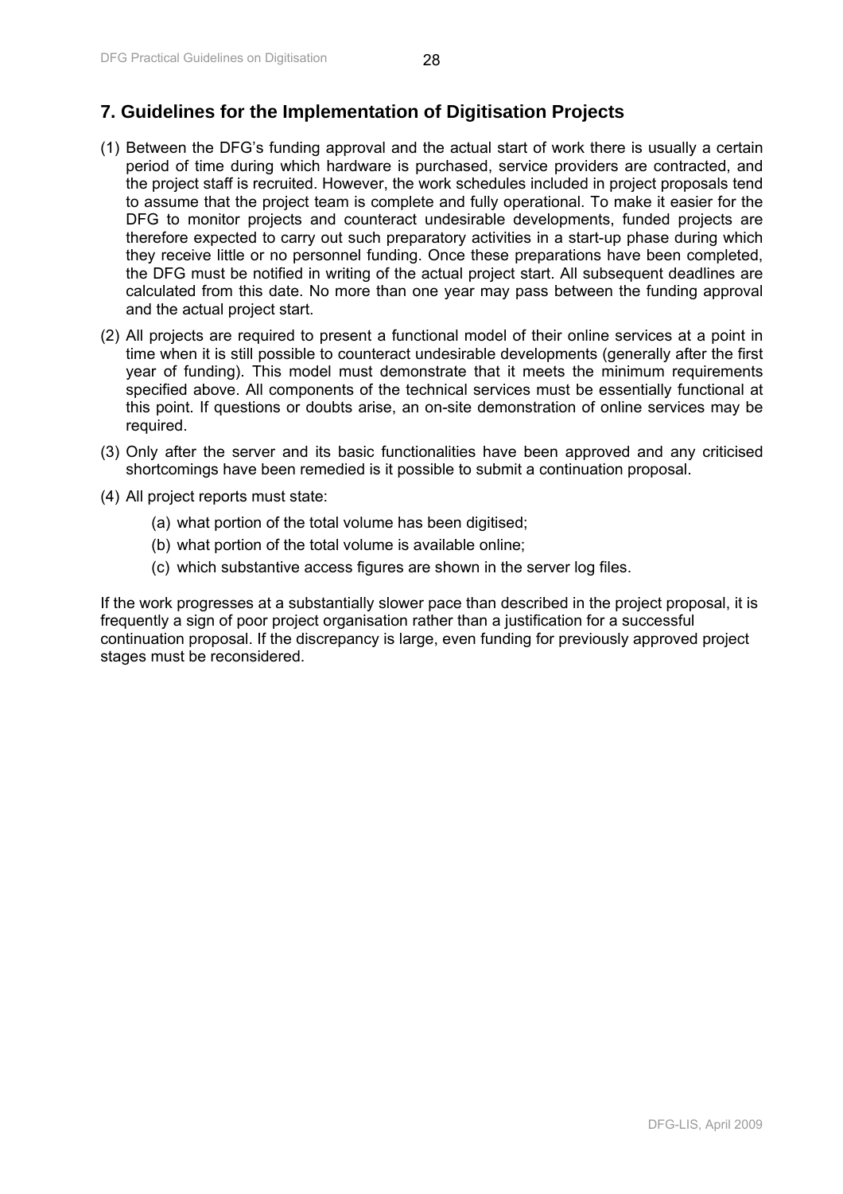## 7. Guidelines for the Implementation of Digitisation Projects

(1) Between the DFG's funding approval and the actual start of work there is usually a certain period of time during which hardware is purchased, service providers are contracted, and the project staff is recruited. However, the work schedules included in project proposals tend to assume that the project team is complete and fully operational. To make it easier for the DFG to monitor projects and counteract undesirable developments, funded projects are therefore expected to carry out such preparatory activities in a start-up phase during which they receive little or no personnel funding. Once these preparations have been completed, the DFG must be notified in writing of the actual project start. All subsequent deadlines are calculated from this date. No more than one year may pass between the funding approval and the actual project start.

(2) All projects are required to present a functional model of their online services at a point in time when it is still possible to counteract undesirable developments (generally after the first year of funding). This model must demonstrate that it meets the minimum requirements specified above. All components of the technical services must be essentially functional at this point. If questions or doubts arise, an on-site demonstration of online services may be required.

(3) Only after the server and its basic functionalities have been approved and any criticised shortcomings have been remedied is it possible to submit a continuation proposal.

(4) All project reports must state:

  (a) what portion of the total volume has been digitised;
  
  (b) what portion of the total volume is available online;
  
  (c) which substantive access figures are shown in the server log files.

If the work progresses at a substantially slower pace than described in the project proposal, it is frequently a sign of poor project organisation rather than a justification for a successful continuation proposal. If the discrepancy is large, even funding for previously approved project stages must be reconsidered.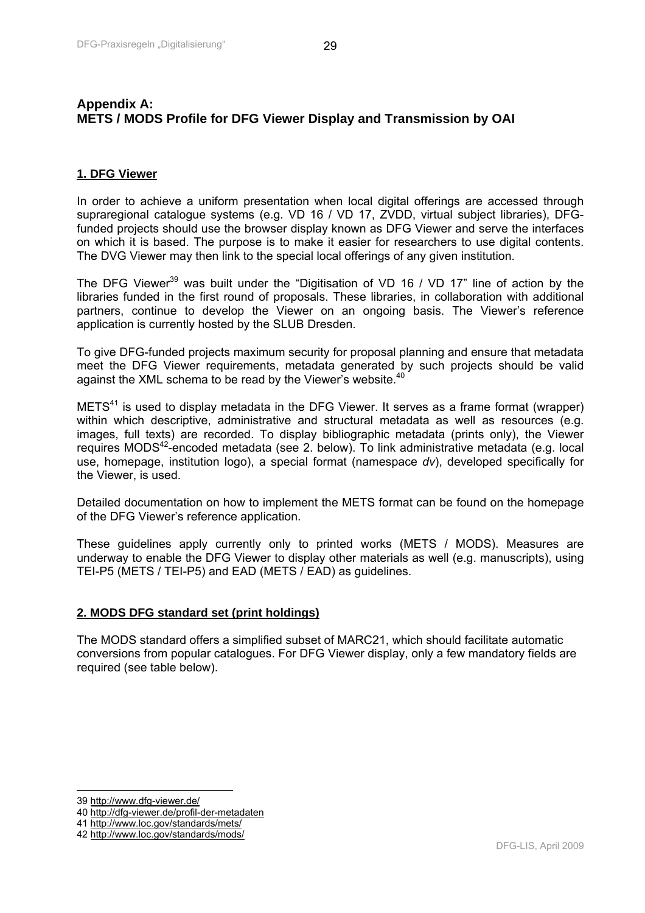## Appendix A: METS / MODS Profile for DFG Viewer Display and Transmission by OAI

### 1. DFG Viewer

In order to achieve a uniform presentation when local digital offerings are accessed through supraregional catalogue systems (e.g. VD 16 / VD 17, ZVDD, virtual subject libraries), DFG-funded projects should use the browser display known as DFG Viewer and serve the interfaces on which it is based. The purpose is to make it easier for researchers to use digital contents. The DVG Viewer may then link to the special local offerings of any given institution.

The DFG Viewer[39] was built under the "Digitisation of VD 16 / VD 17" line of action by the libraries funded in the first round of proposals. These libraries, in collaboration with additional partners, continue to develop the Viewer on an ongoing basis. The Viewer's reference application is currently hosted by the SLUB Dresden.

To give DFG-funded projects maximum security for proposal planning and ensure that metadata meet the DFG Viewer requirements, metadata generated by such projects should be valid against the XML schema to be read by the Viewer's website.[40]

METS[41] is used to display metadata in the DFG Viewer. It serves as a frame format (wrapper) within which descriptive, administrative and structural metadata as well as resources (e.g. images, full texts) are recorded. To display bibliographic metadata (prints only), the Viewer requires MODS[42]-encoded metadata (see 2. below). To link administrative metadata (e.g. local use, homepage, institution logo), a special format (namespace *dv*), developed specifically for the Viewer, is used.

Detailed documentation on how to implement the METS format can be found on the homepage of the DFG Viewer's reference application.

These guidelines apply currently only to printed works (METS / MODS). Measures are underway to enable the DFG Viewer to display other materials as well (e.g. manuscripts), using TEI-P5 (METS / TEI-P5) and EAD (METS / EAD) as guidelines.

### 2. MODS DFG standard set (print holdings)

The MODS standard offers a simplified subset of MARC21, which should facilitate automatic conversions from popular catalogues. For DFG Viewer display, only a few mandatory fields are required (see table below).

---

39 http://www.dfg-viewer.de/
40 http://dfg-viewer.de/profil-der-metadaten
41 http://www.loc.gov/standards/mets/
42 http://www.loc.gov/standards/mods/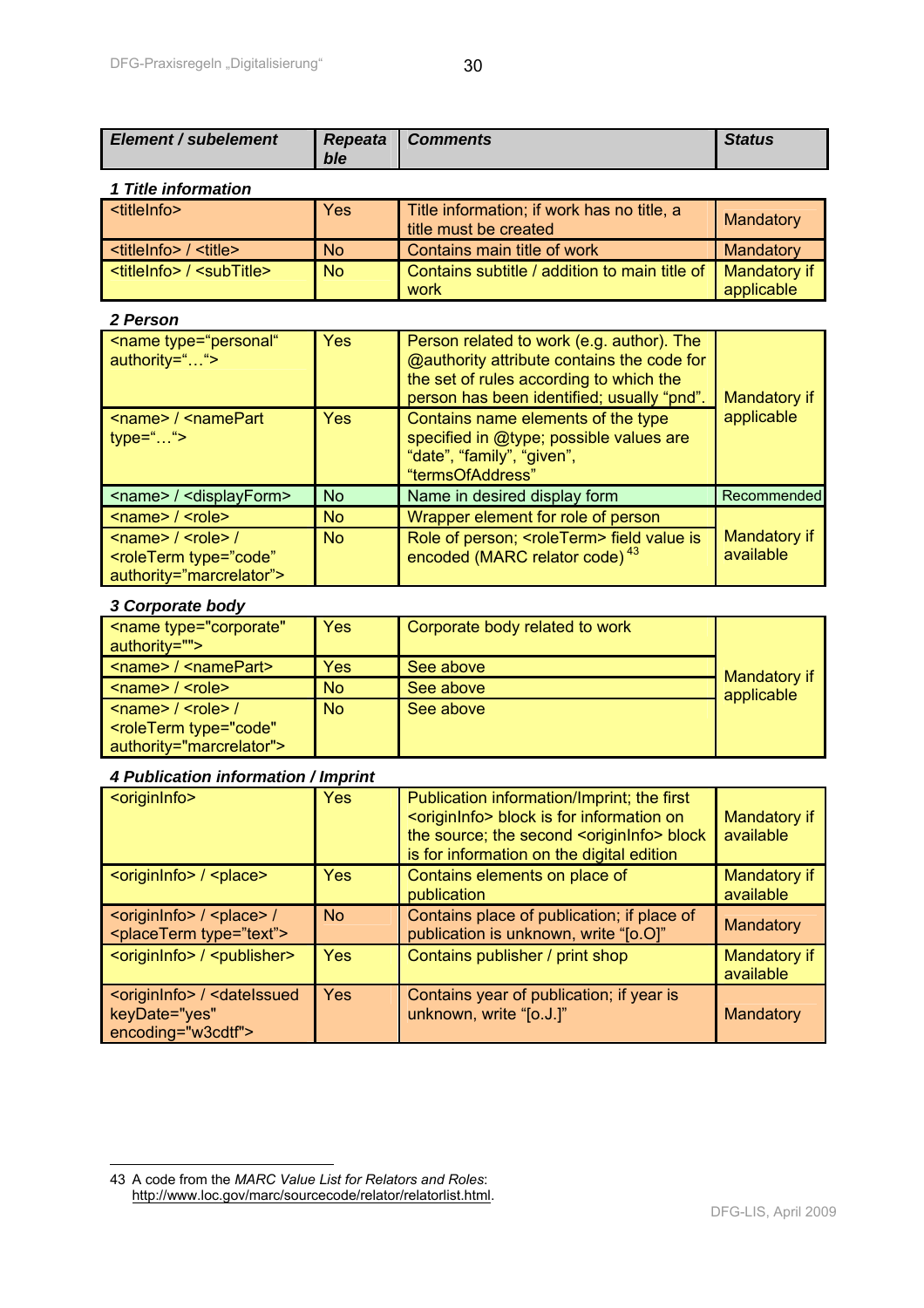| Element / subelement | Repeatable | Comments | Status |
|---|---|---|---|
| ***1 Title information*** | | | |
| <titleInfo> | Yes | Title information; if work has no title, a title must be created | Mandatory |
| <titleInfo> / <title> | No | Contains main title of work | Mandatory |
| <titleInfo> / <subTitle> | No | Contains subtitle / addition to main title of work | Mandatory if applicable |
| ***2 Person*** | | | |
| <name type="personal" authority="…"> | Yes | Person related to work (e.g. author). The @authority attribute contains the code for the set of rules according to which the person has been identified; usually "pnd". | Mandatory if applicable |
| <name> / <namePart type="…"> | Yes | Contains name elements of the type specified in @type; possible values are "date", "family", "given", "termsOfAddress" | Mandatory if applicable |
| <name> / <displayForm> | No | Name in desired display form | Recommended |
| <name> / <role> | No | Wrapper element for role of person | Mandatory if available |
| <name> / <role> / <roleTerm type="code" authority="marcrelator"> | No | Role of person; <roleTerm> field value is encoded (MARC relator code) [43] | Mandatory if available |
| ***3 Corporate body*** | | | |
| <name type="corporate" authority=""> | Yes | Corporate body related to work | Mandatory if applicable |
| <name> / <namePart> | Yes | See above | Mandatory if applicable |
| <name> / <role> | No | See above | Mandatory if applicable |
| <name> / <role> / <roleTerm type="code" authority="marcrelator"> | No | See above | Mandatory if applicable |
| ***4 Publication information / Imprint*** | | | |
| <originInfo> | Yes | Publication information/Imprint; the first <originInfo> block is for information on the source; the second <originInfo> block is for information on the digital edition | Mandatory if available |
| <originInfo> / <place> | Yes | Contains elements on place of publication | Mandatory if available |
| <originInfo> / <place> / <placeTerm type="text"> | No | Contains place of publication; if place of publication is unknown, write "[o.O]" | Mandatory |
| <originInfo> / <publisher> | Yes | Contains publisher / print shop | Mandatory if available |
| <originInfo> / <dateIssued keyDate="yes" encoding="w3cdtf"> | Yes | Contains year of publication; if year is unknown, write "[o.J.]" | Mandatory |

43 A code from the *MARC Value List for Relators and Roles*: http://www.loc.gov/marc/sourcecode/relator/relatorlist.html.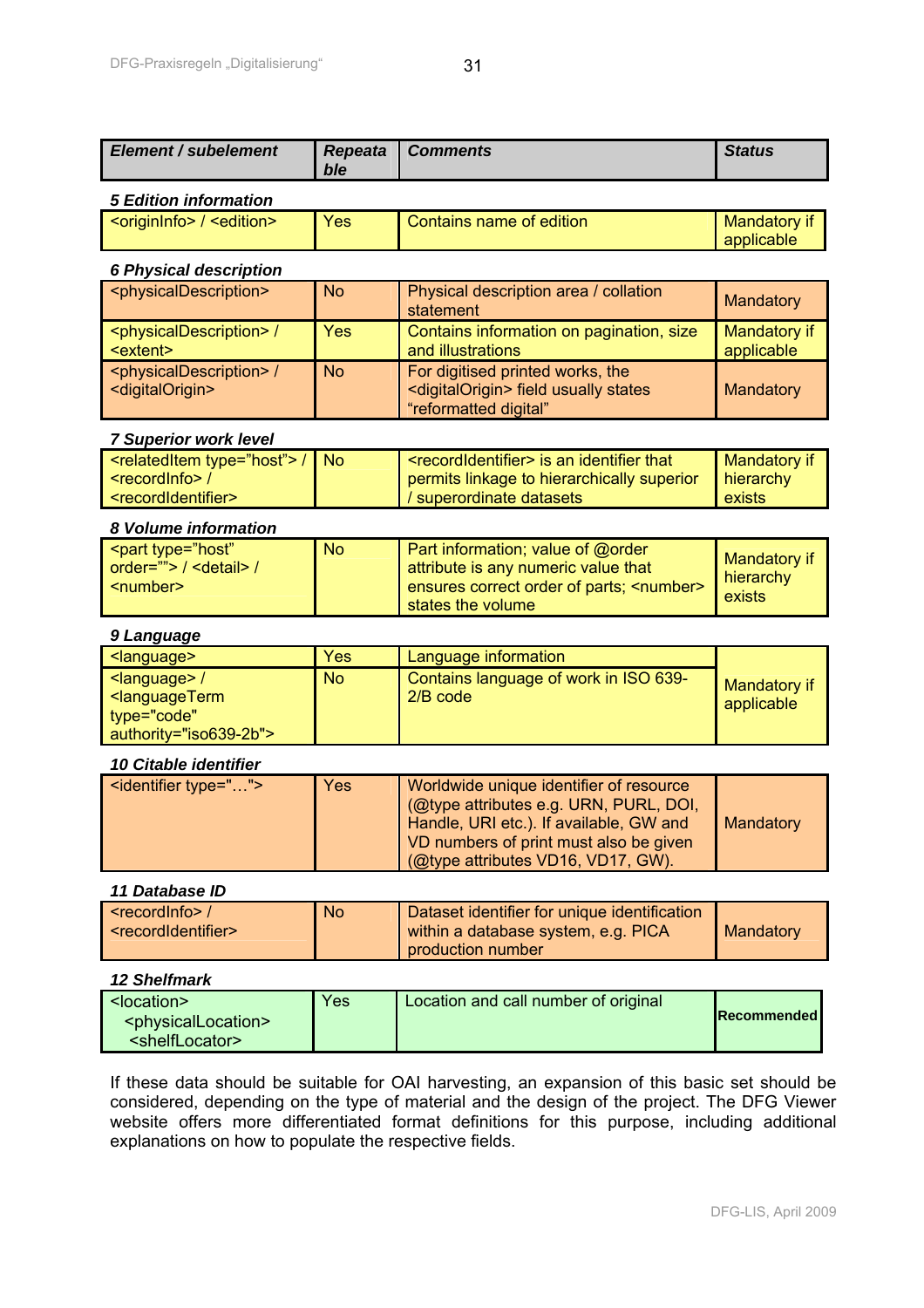| Element / subelement | Repeatable | Comments | Status |
|---|---|---|---|
| ***5 Edition information*** | | | |
| <originInfo> / <edition> | Yes | Contains name of edition | Mandatory if applicable |
| ***6 Physical description*** | | | |
| <physicalDescription> | No | Physical description area / collation statement | Mandatory |
| <physicalDescription> / <extent> | Yes | Contains information on pagination, size and illustrations | Mandatory if applicable |
| <physicalDescription> / <digitalOrigin> | No | For digitised printed works, the <digitalOrigin> field usually states "reformatted digital" | Mandatory |
| ***7 Superior work level*** | | | |
| <relatedItem type="host"> / <recordInfo> / <recordIdentifier> | No | <recordIdentifier> is an identifier that permits linkage to hierarchically superior / superordinate datasets | Mandatory if hierarchy exists |
| ***8 Volume information*** | | | |
| <part type="host" order=""> / <detail> / <number> | No | Part information; value of @order attribute is any numeric value that ensures correct order of parts; <number> states the volume | Mandatory if hierarchy exists |
| ***9 Language*** | | | |
| <language> | Yes | Language information | Mandatory if applicable |
| <language> / <languageTerm type="code" authority="iso639-2b"> | No | Contains language of work in ISO 639-2/B code | |
| ***10 Citable identifier*** | | | |
| <identifier type="…"> | Yes | Worldwide unique identifier of resource (@type attributes e.g. URN, PURL, DOI, Handle, URI etc.). If available, GW and VD numbers of print must also be given (@type attributes VD16, VD17, GW). | Mandatory |
| ***11 Database ID*** | | | |
| <recordInfo> / <recordIdentifier> | No | Dataset identifier for unique identification within a database system, e.g. PICA production number | Mandatory |
| ***12 Shelfmark*** | | | |
| <location> <physicalLocation> <shelfLocator> | Yes | Location and call number of original | Recommended |

If these data should be suitable for OAI harvesting, an expansion of this basic set should be considered, depending on the type of material and the design of the project. The DFG Viewer website offers more differentiated format definitions for this purpose, including additional explanations on how to populate the respective fields.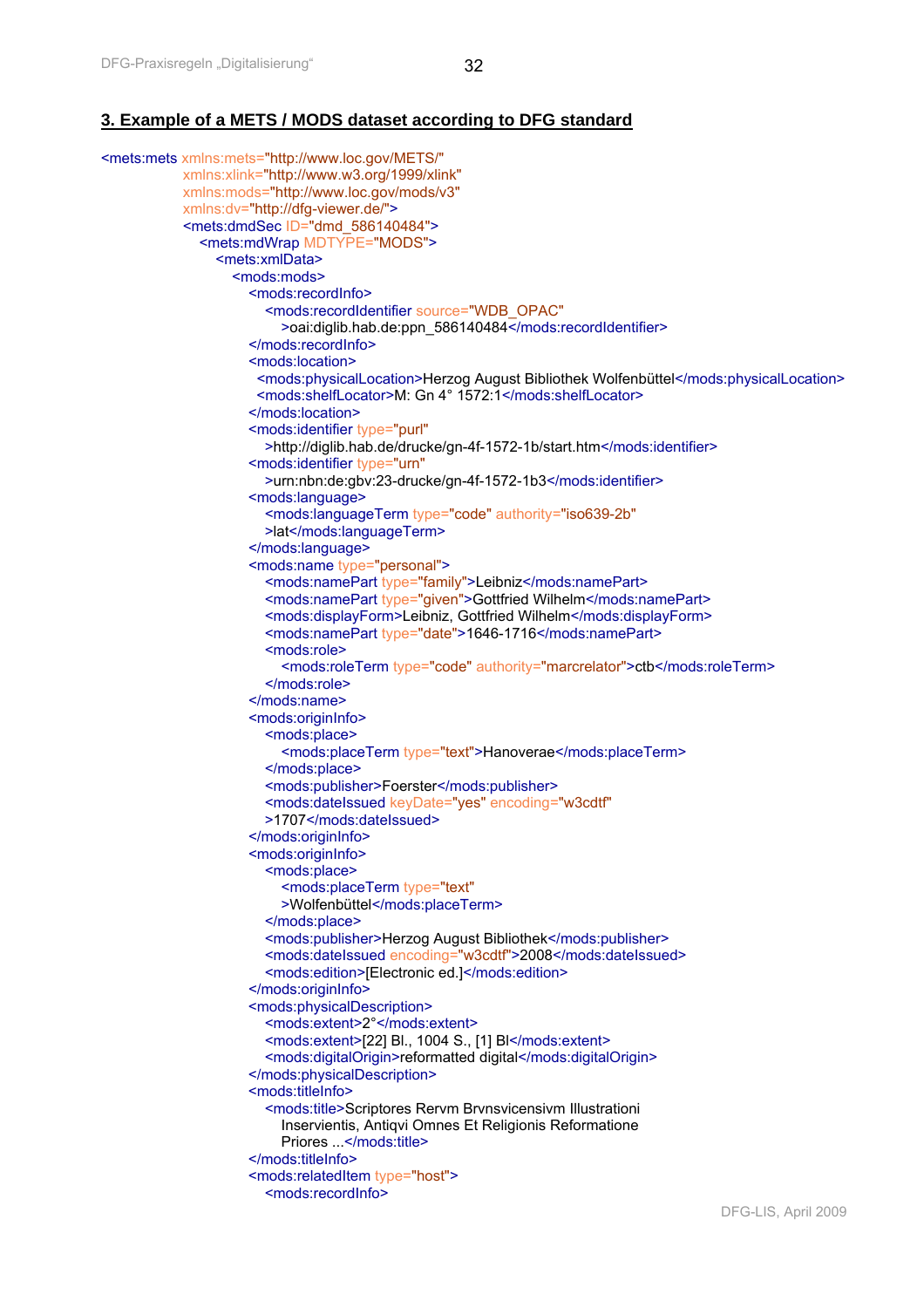## 3. Example of a METS / MODS dataset according to DFG standard

```
<mets:mets xmlns:mets="http://www.loc.gov/METS/"
           xmlns:xlink="http://www.w3.org/1999/xlink"
           xmlns:mods="http://www.loc.gov/mods/v3"
           xmlns:dv="http://dfg-viewer.de/">
           <mets:dmdSec ID="dmd_586140484">
              <mets:mdWrap MDTYPE="MODS">
                 <mets:xmlData>
                    <mods:mods>
                       <mods:recordInfo>
                          <mods:recordIdentifier source="WDB_OPAC"
                             >oai:diglib.hab.de:ppn_586140484</mods:recordIdentifier>
                       </mods:recordInfo>
                       <mods:location>
                         <mods:physicalLocation>Herzog August Bibliothek Wolfenbüttel</mods:physicalLocation>
                         <mods:shelfLocator>M: Gn 4° 1572:1</mods:shelfLocator>
                       </mods:location>
                       <mods:identifier type="purl"
                          >http://diglib.hab.de/drucke/gn-4f-1572-1b/start.htm</mods:identifier>
                       <mods:identifier type="urn"
                          >urn:nbn:de:gbv:23-drucke/gn-4f-1572-1b3</mods:identifier>
                       <mods:language>
                          <mods:languageTerm type="code" authority="iso639-2b"
                          >lat</mods:languageTerm>
                       </mods:language>
                       <mods:name type="personal">
                          <mods:namePart type="family">Leibniz</mods:namePart>
                          <mods:namePart type="given">Gottfried Wilhelm</mods:namePart>
                          <mods:displayForm>Leibniz, Gottfried Wilhelm</mods:displayForm>
                          <mods:namePart type="date">1646-1716</mods:namePart>
                          <mods:role>
                             <mods:roleTerm type="code" authority="marcrelator">ctb</mods:roleTerm>
                          </mods:role>
                       </mods:name>
                       <mods:originInfo>
                          <mods:place>
                             <mods:placeTerm type="text">Hanoverae</mods:placeTerm>
                          </mods:place>
                          <mods:publisher>Foerster</mods:publisher>
                          <mods:dateIssued keyDate="yes" encoding="w3cdtf"
                          >1707</mods:dateIssued>
                       </mods:originInfo>
                       <mods:originInfo>
                          <mods:place>
                             <mods:placeTerm type="text"
                             >Wolfenbüttel</mods:placeTerm>
                          </mods:place>
                          <mods:publisher>Herzog August Bibliothek</mods:publisher>
                          <mods:dateIssued encoding="w3cdtf">2008</mods:dateIssued>
                          <mods:edition>[Electronic ed.]</mods:edition>
                       </mods:originInfo>
                       <mods:physicalDescription>
                          <mods:extent>2°</mods:extent>
                          <mods:extent>[22] Bl., 1004 S., [1] Bl</mods:extent>
                          <mods:digitalOrigin>reformatted digital</mods:digitalOrigin>
                       </mods:physicalDescription>
                       <mods:titleInfo>
                          <mods:title>Scriptores Rervm Brvnsvicensivm Illustrationi
                             Inservientis, Antiqvi Omnes Et Religionis Reformatione
                             Priores ...</mods:title>
                       </mods:titleInfo>
                       <mods:relatedItem type="host">
                          <mods:recordInfo>
```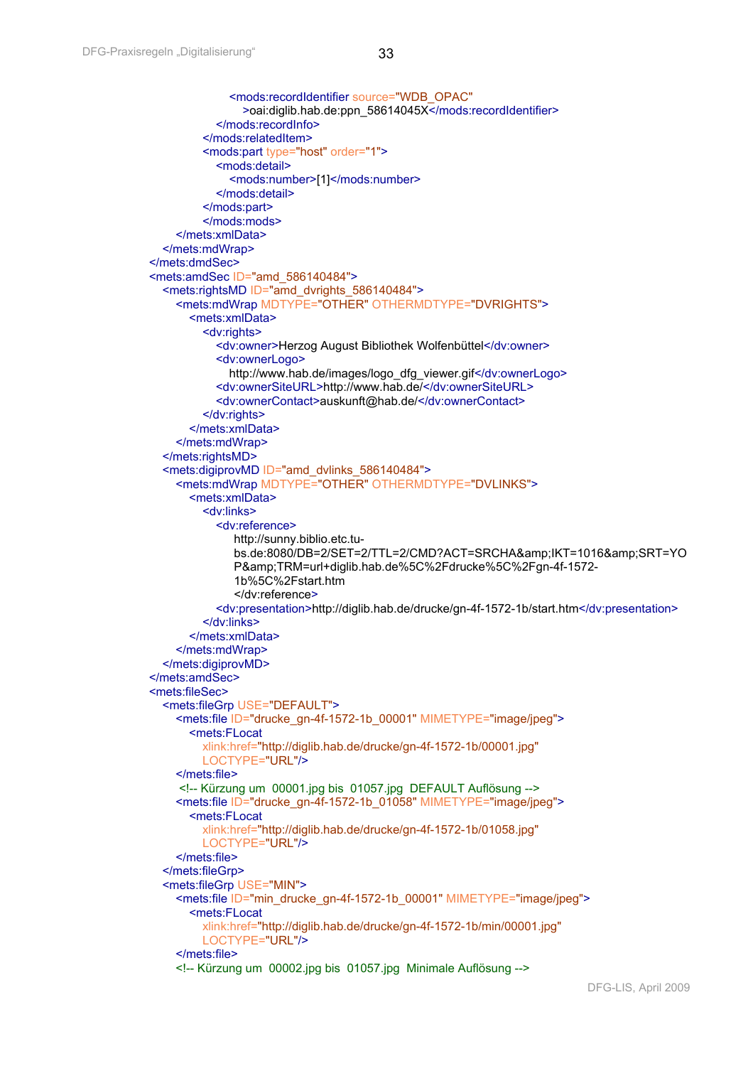```xml
                        <mods:recordIdentifier source="WDB_OPAC"
                            >oai:diglib.hab.de:ppn_58614045X</mods:recordIdentifier>
                    </mods:recordInfo>
                </mods:relatedItem>
                <mods:part type="host" order="1">
                    <mods:detail>
                        <mods:number>[1]</mods:number>
                    </mods:detail>
                </mods:part>
                </mods:mods>
            </mets:xmlData>
        </mets:mdWrap>
    </mets:dmdSec>
    <mets:amdSec ID="amd_586140484">
        <mets:rightsMD ID="amd_dvrights_586140484">
            <mets:mdWrap MDTYPE="OTHER" OTHERMDTYPE="DVRIGHTS">
                <mets:xmlData>
                    <dv:rights>
                        <dv:owner>Herzog August Bibliothek Wolfenbüttel</dv:owner>
                        <dv:ownerLogo>
                            http://www.hab.de/images/logo_dfg_viewer.gif</dv:ownerLogo>
                        <dv:ownerSiteURL>http://www.hab.de/</dv:ownerSiteURL>
                        <dv:ownerContact>auskunft@hab.de/</dv:ownerContact>
                    </dv:rights>
                </mets:xmlData>
            </mets:mdWrap>
        </mets:rightsMD>
        <mets:digiprovMD ID="amd_dvlinks_586140484">
            <mets:mdWrap MDTYPE="OTHER" OTHERMDTYPE="DVLINKS">
                <mets:xmlData>
                    <dv:links>
                        <dv:reference>
                            http://sunny.biblio.etc.tu-
                            bs.de:8080/DB=2/SET=2/TTL=2/CMD?ACT=SRCHA&amp;IKT=1016&amp;SRT=YO
                            P&amp;TRM=url+diglib.hab.de%5C%2Fdrucke%5C%2Fgn-4f-1572-
                            1b%5C%2Fstart.htm
                            </dv:reference>
                        <dv:presentation>http://diglib.hab.de/drucke/gn-4f-1572-1b/start.htm</dv:presentation>
                    </dv:links>
                </mets:xmlData>
            </mets:mdWrap>
        </mets:digiprovMD>
    </mets:amdSec>
    <mets:fileSec>
        <mets:fileGrp USE="DEFAULT">
            <mets:file ID="drucke_gn-4f-1572-1b_00001" MIMETYPE="image/jpeg">
                <mets:FLocat
                    xlink:href="http://diglib.hab.de/drucke/gn-4f-1572-1b/00001.jpg"
                    LOCTYPE="URL"/>
            </mets:file>
             <!-- Kürzung um  00001.jpg bis  01057.jpg  DEFAULT Auflösung -->
            <mets:file ID="drucke_gn-4f-1572-1b_01058" MIMETYPE="image/jpeg">
                <mets:FLocat
                    xlink:href="http://diglib.hab.de/drucke/gn-4f-1572-1b/01058.jpg"
                    LOCTYPE="URL"/>
            </mets:file>
        </mets:fileGrp>
        <mets:fileGrp USE="MIN">
            <mets:file ID="min_drucke_gn-4f-1572-1b_00001" MIMETYPE="image/jpeg">
                <mets:FLocat
                    xlink:href="http://diglib.hab.de/drucke/gn-4f-1572-1b/min/00001.jpg"
                    LOCTYPE="URL"/>
            </mets:file>
            <!-- Kürzung um  00002.jpg bis  01057.jpg  Minimale Auflösung -->
```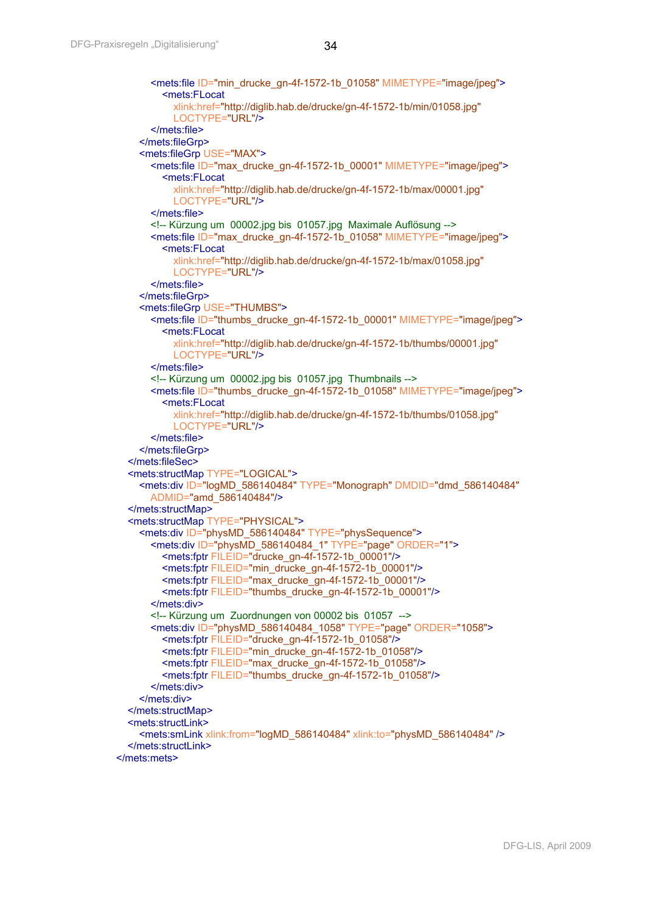```xml
            <mets:file ID="min_drucke_gn-4f-1572-1b_01058" MIMETYPE="image/jpeg">
                <mets:FLocat
                    xlink:href="http://diglib.hab.de/drucke/gn-4f-1572-1b/min/01058.jpg"
                    LOCTYPE="URL"/>
            </mets:file>
        </mets:fileGrp>
        <mets:fileGrp USE="MAX">
            <mets:file ID="max_drucke_gn-4f-1572-1b_00001" MIMETYPE="image/jpeg">
                <mets:FLocat
                    xlink:href="http://diglib.hab.de/drucke/gn-4f-1572-1b/max/00001.jpg"
                    LOCTYPE="URL"/>
            </mets:file>
            <!-- Kürzung um  00002.jpg bis  01057.jpg  Maximale Auflösung -->
            <mets:file ID="max_drucke_gn-4f-1572-1b_01058" MIMETYPE="image/jpeg">
                <mets:FLocat
                    xlink:href="http://diglib.hab.de/drucke/gn-4f-1572-1b/max/01058.jpg"
                    LOCTYPE="URL"/>
            </mets:file>
        </mets:fileGrp>
        <mets:fileGrp USE="THUMBS">
            <mets:file ID="thumbs_drucke_gn-4f-1572-1b_00001" MIMETYPE="image/jpeg">
                <mets:FLocat
                    xlink:href="http://diglib.hab.de/drucke/gn-4f-1572-1b/thumbs/00001.jpg"
                    LOCTYPE="URL"/>
            </mets:file>
            <!-- Kürzung um  00002.jpg bis  01057.jpg  Thumbnails -->
            <mets:file ID="thumbs_drucke_gn-4f-1572-1b_01058" MIMETYPE="image/jpeg">
                <mets:FLocat
                    xlink:href="http://diglib.hab.de/drucke/gn-4f-1572-1b/thumbs/01058.jpg"
                    LOCTYPE="URL"/>
            </mets:file>
        </mets:fileGrp>
    </mets:fileSec>
    <mets:structMap TYPE="LOGICAL">
        <mets:div ID="logMD_586140484" TYPE="Monograph" DMDID="dmd_586140484"
            ADMID="amd_586140484"/>
    </mets:structMap>
    <mets:structMap TYPE="PHYSICAL">
        <mets:div ID="physMD_586140484" TYPE="physSequence">
            <mets:div ID="physMD_586140484_1" TYPE="page" ORDER="1">
                <mets:fptr FILEID="drucke_gn-4f-1572-1b_00001"/>
                <mets:fptr FILEID="min_drucke_gn-4f-1572-1b_00001"/>
                <mets:fptr FILEID="max_drucke_gn-4f-1572-1b_00001"/>
                <mets:fptr FILEID="thumbs_drucke_gn-4f-1572-1b_00001"/>
            </mets:div>
            <!-- Kürzung um  Zuordnungen von 00002 bis  01057  -->
            <mets:div ID="physMD_586140484_1058" TYPE="page" ORDER="1058">
                <mets:fptr FILEID="drucke_gn-4f-1572-1b_01058"/>
                <mets:fptr FILEID="min_drucke_gn-4f-1572-1b_01058"/>
                <mets:fptr FILEID="max_drucke_gn-4f-1572-1b_01058"/>
                <mets:fptr FILEID="thumbs_drucke_gn-4f-1572-1b_01058"/>
            </mets:div>
        </mets:div>
    </mets:structMap>
    <mets:structLink>
        <mets:smLink xlink:from="logMD_586140484" xlink:to="physMD_586140484" />
    </mets:structLink>
</mets:mets>
```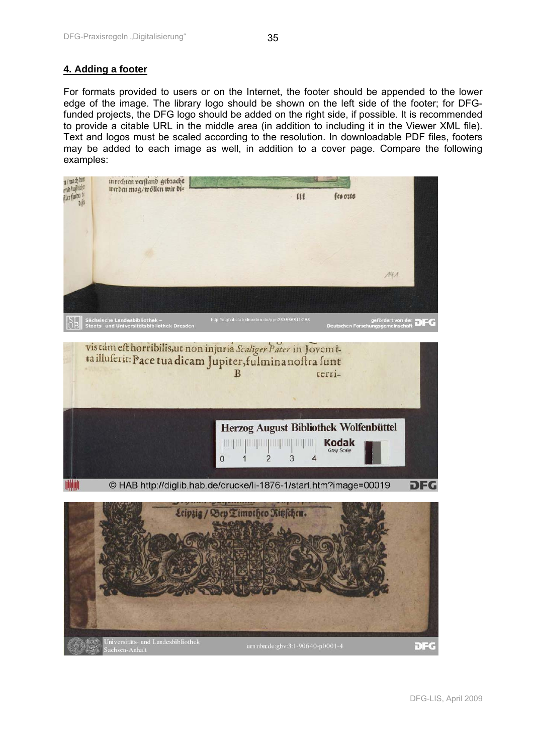## 4. Adding a footer

For formats provided to users or on the Internet, the footer should be appended to the lower edge of the image. The library logo should be shown on the left side of the footer; for DFG-funded projects, the DFG logo should be added on the right side, if possible. It is recommended to provide a citable URL in the middle area (in addition to including it in the Viewer XML file). Text and logos must be scaled according to the resolution. In downloadable PDF files, footers may be added to each image as well, in addition to a cover page. Compare the following examples: